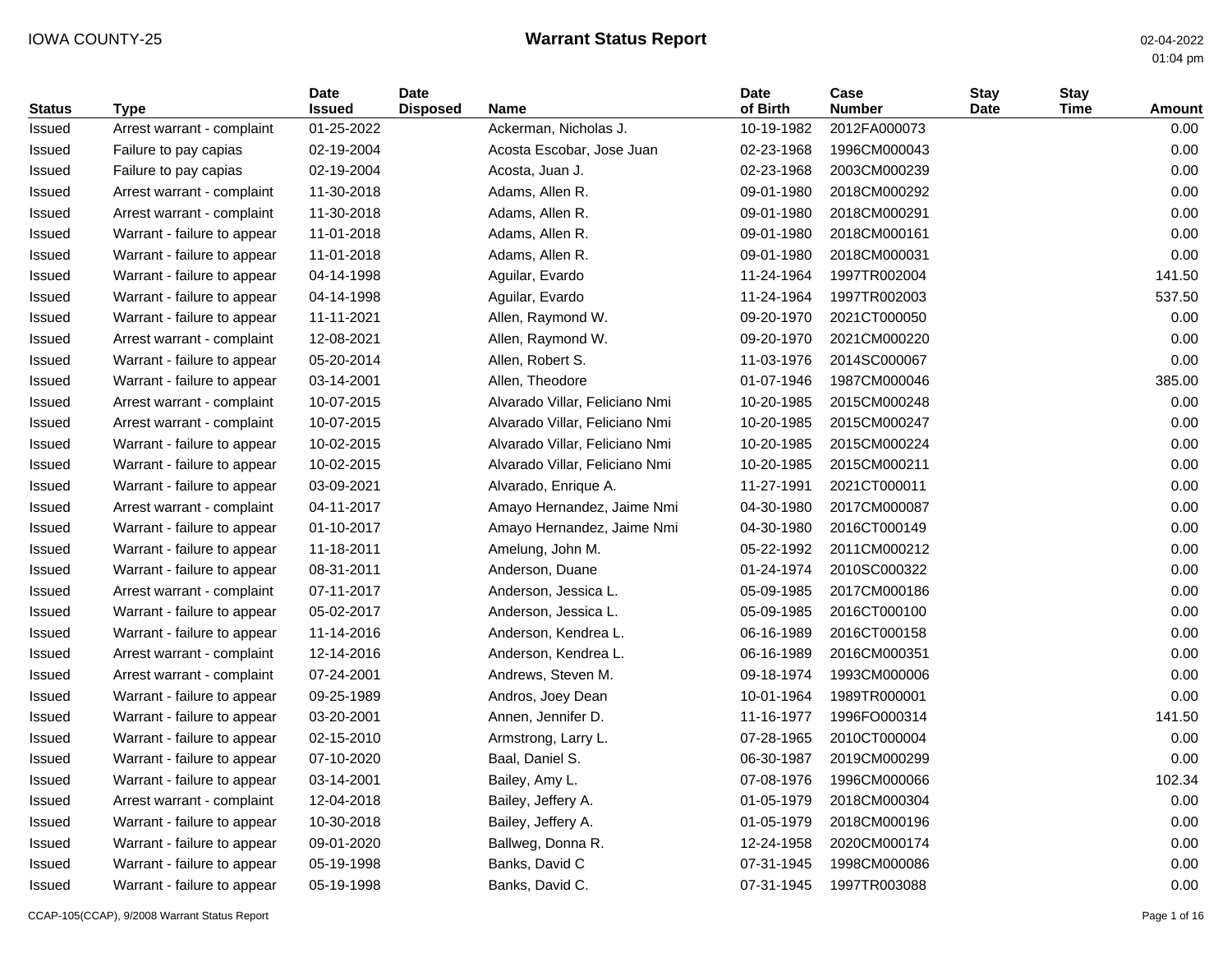IOWA COUNTY-25

# Warrant Status Report

02-04-2022
01:04 pm

| Status | Type | Date Issued | Date Disposed | Name | Date of Birth | Case Number | Stay Date | Stay Time | Amount |
|---|---|---|---|---|---|---|---|---|---|
| Issued | Arrest warrant - complaint | 01-25-2022 | | Ackerman, Nicholas J. | 10-19-1982 | 2012FA000073 | | | 0.00 |
| Issued | Failure to pay capias | 02-19-2004 | | Acosta Escobar, Jose Juan | 02-23-1968 | 1996CM000043 | | | 0.00 |
| Issued | Failure to pay capias | 02-19-2004 | | Acosta, Juan J. | 02-23-1968 | 2003CM000239 | | | 0.00 |
| Issued | Arrest warrant - complaint | 11-30-2018 | | Adams, Allen R. | 09-01-1980 | 2018CM000292 | | | 0.00 |
| Issued | Arrest warrant - complaint | 11-30-2018 | | Adams, Allen R. | 09-01-1980 | 2018CM000291 | | | 0.00 |
| Issued | Warrant - failure to appear | 11-01-2018 | | Adams, Allen R. | 09-01-1980 | 2018CM000161 | | | 0.00 |
| Issued | Warrant - failure to appear | 11-01-2018 | | Adams, Allen R. | 09-01-1980 | 2018CM000031 | | | 0.00 |
| Issued | Warrant - failure to appear | 04-14-1998 | | Aguilar, Evardo | 11-24-1964 | 1997TR002004 | | | 141.50 |
| Issued | Warrant - failure to appear | 04-14-1998 | | Aguilar, Evardo | 11-24-1964 | 1997TR002003 | | | 537.50 |
| Issued | Warrant - failure to appear | 11-11-2021 | | Allen, Raymond W. | 09-20-1970 | 2021CT000050 | | | 0.00 |
| Issued | Arrest warrant - complaint | 12-08-2021 | | Allen, Raymond W. | 09-20-1970 | 2021CM000220 | | | 0.00 |
| Issued | Warrant - failure to appear | 05-20-2014 | | Allen, Robert S. | 11-03-1976 | 2014SC000067 | | | 0.00 |
| Issued | Warrant - failure to appear | 03-14-2001 | | Allen, Theodore | 01-07-1946 | 1987CM000046 | | | 385.00 |
| Issued | Arrest warrant - complaint | 10-07-2015 | | Alvarado Villar, Feliciano Nmi | 10-20-1985 | 2015CM000248 | | | 0.00 |
| Issued | Arrest warrant - complaint | 10-07-2015 | | Alvarado Villar, Feliciano Nmi | 10-20-1985 | 2015CM000247 | | | 0.00 |
| Issued | Warrant - failure to appear | 10-02-2015 | | Alvarado Villar, Feliciano Nmi | 10-20-1985 | 2015CM000224 | | | 0.00 |
| Issued | Warrant - failure to appear | 10-02-2015 | | Alvarado Villar, Feliciano Nmi | 10-20-1985 | 2015CM000211 | | | 0.00 |
| Issued | Warrant - failure to appear | 03-09-2021 | | Alvarado, Enrique A. | 11-27-1991 | 2021CT000011 | | | 0.00 |
| Issued | Arrest warrant - complaint | 04-11-2017 | | Amayo Hernandez, Jaime Nmi | 04-30-1980 | 2017CM000087 | | | 0.00 |
| Issued | Warrant - failure to appear | 01-10-2017 | | Amayo Hernandez, Jaime Nmi | 04-30-1980 | 2016CT000149 | | | 0.00 |
| Issued | Warrant - failure to appear | 11-18-2011 | | Amelung, John M. | 05-22-1992 | 2011CM000212 | | | 0.00 |
| Issued | Warrant - failure to appear | 08-31-2011 | | Anderson, Duane | 01-24-1974 | 2010SC000322 | | | 0.00 |
| Issued | Arrest warrant - complaint | 07-11-2017 | | Anderson, Jessica L. | 05-09-1985 | 2017CM000186 | | | 0.00 |
| Issued | Warrant - failure to appear | 05-02-2017 | | Anderson, Jessica L. | 05-09-1985 | 2016CT000100 | | | 0.00 |
| Issued | Warrant - failure to appear | 11-14-2016 | | Anderson, Kendrea L. | 06-16-1989 | 2016CT000158 | | | 0.00 |
| Issued | Arrest warrant - complaint | 12-14-2016 | | Anderson, Kendrea L. | 06-16-1989 | 2016CM000351 | | | 0.00 |
| Issued | Arrest warrant - complaint | 07-24-2001 | | Andrews, Steven M. | 09-18-1974 | 1993CM000006 | | | 0.00 |
| Issued | Warrant - failure to appear | 09-25-1989 | | Andros, Joey Dean | 10-01-1964 | 1989TR000001 | | | 0.00 |
| Issued | Warrant - failure to appear | 03-20-2001 | | Annen, Jennifer D. | 11-16-1977 | 1996FO000314 | | | 141.50 |
| Issued | Warrant - failure to appear | 02-15-2010 | | Armstrong, Larry L. | 07-28-1965 | 2010CT000004 | | | 0.00 |
| Issued | Warrant - failure to appear | 07-10-2020 | | Baal, Daniel S. | 06-30-1987 | 2019CM000299 | | | 0.00 |
| Issued | Warrant - failure to appear | 03-14-2001 | | Bailey, Amy L. | 07-08-1976 | 1996CM000066 | | | 102.34 |
| Issued | Arrest warrant - complaint | 12-04-2018 | | Bailey, Jeffery A. | 01-05-1979 | 2018CM000304 | | | 0.00 |
| Issued | Warrant - failure to appear | 10-30-2018 | | Bailey, Jeffery A. | 01-05-1979 | 2018CM000196 | | | 0.00 |
| Issued | Warrant - failure to appear | 09-01-2020 | | Ballweg, Donna R. | 12-24-1958 | 2020CM000174 | | | 0.00 |
| Issued | Warrant - failure to appear | 05-19-1998 | | Banks, David C | 07-31-1945 | 1998CM000086 | | | 0.00 |
| Issued | Warrant - failure to appear | 05-19-1998 | | Banks, David C. | 07-31-1945 | 1997TR003088 | | | 0.00 |

CCAP-105(CCAP), 9/2008 Warrant Status Report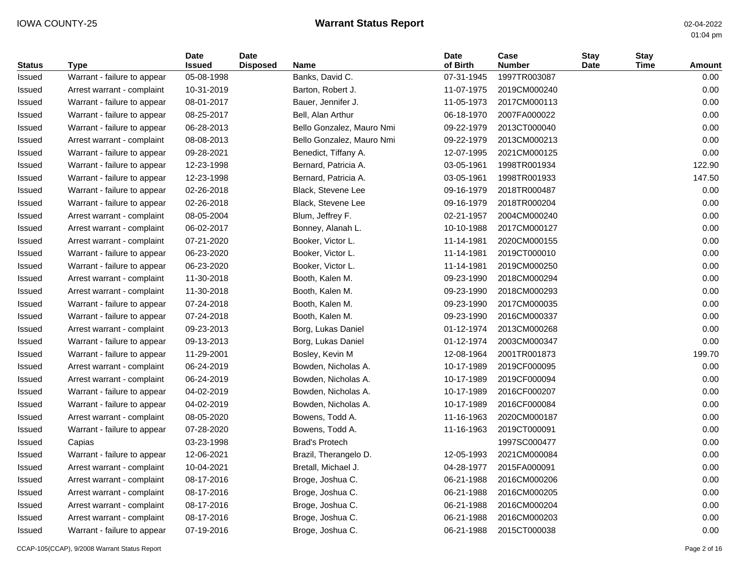| Status | Type | Date Issued | Date Disposed | Name | Date of Birth | Case Number | Stay Date | Stay Time | Amount |
|---|---|---|---|---|---|---|---|---|---|
| Issued | Warrant - failure to appear | 05-08-1998 | | Banks, David C. | 07-31-1945 | 1997TR003087 | | | 0.00 |
| Issued | Arrest warrant - complaint | 10-31-2019 | | Barton, Robert J. | 11-07-1975 | 2019CM000240 | | | 0.00 |
| Issued | Warrant - failure to appear | 08-01-2017 | | Bauer, Jennifer J. | 11-05-1973 | 2017CM000113 | | | 0.00 |
| Issued | Warrant - failure to appear | 08-25-2017 | | Bell, Alan Arthur | 06-18-1970 | 2007FA000022 | | | 0.00 |
| Issued | Warrant - failure to appear | 06-28-2013 | | Bello Gonzalez, Mauro Nmi | 09-22-1979 | 2013CT000040 | | | 0.00 |
| Issued | Arrest warrant - complaint | 08-08-2013 | | Bello Gonzalez, Mauro Nmi | 09-22-1979 | 2013CM000213 | | | 0.00 |
| Issued | Warrant - failure to appear | 09-28-2021 | | Benedict, Tiffany A. | 12-07-1995 | 2021CM000125 | | | 0.00 |
| Issued | Warrant - failure to appear | 12-23-1998 | | Bernard, Patricia A. | 03-05-1961 | 1998TR001934 | | | 122.90 |
| Issued | Warrant - failure to appear | 12-23-1998 | | Bernard, Patricia A. | 03-05-1961 | 1998TR001933 | | | 147.50 |
| Issued | Warrant - failure to appear | 02-26-2018 | | Black, Stevene Lee | 09-16-1979 | 2018TR000487 | | | 0.00 |
| Issued | Warrant - failure to appear | 02-26-2018 | | Black, Stevene Lee | 09-16-1979 | 2018TR000204 | | | 0.00 |
| Issued | Arrest warrant - complaint | 08-05-2004 | | Blum, Jeffrey F. | 02-21-1957 | 2004CM000240 | | | 0.00 |
| Issued | Arrest warrant - complaint | 06-02-2017 | | Bonney, Alanah L. | 10-10-1988 | 2017CM000127 | | | 0.00 |
| Issued | Arrest warrant - complaint | 07-21-2020 | | Booker, Victor L. | 11-14-1981 | 2020CM000155 | | | 0.00 |
| Issued | Warrant - failure to appear | 06-23-2020 | | Booker, Victor L. | 11-14-1981 | 2019CT000010 | | | 0.00 |
| Issued | Warrant - failure to appear | 06-23-2020 | | Booker, Victor L. | 11-14-1981 | 2019CM000250 | | | 0.00 |
| Issued | Arrest warrant - complaint | 11-30-2018 | | Booth, Kalen M. | 09-23-1990 | 2018CM000294 | | | 0.00 |
| Issued | Arrest warrant - complaint | 11-30-2018 | | Booth, Kalen M. | 09-23-1990 | 2018CM000293 | | | 0.00 |
| Issued | Warrant - failure to appear | 07-24-2018 | | Booth, Kalen M. | 09-23-1990 | 2017CM000035 | | | 0.00 |
| Issued | Warrant - failure to appear | 07-24-2018 | | Booth, Kalen M. | 09-23-1990 | 2016CM000337 | | | 0.00 |
| Issued | Arrest warrant - complaint | 09-23-2013 | | Borg, Lukas Daniel | 01-12-1974 | 2013CM000268 | | | 0.00 |
| Issued | Warrant - failure to appear | 09-13-2013 | | Borg, Lukas Daniel | 01-12-1974 | 2003CM000347 | | | 0.00 |
| Issued | Warrant - failure to appear | 11-29-2001 | | Bosley, Kevin M | 12-08-1964 | 2001TR001873 | | | 199.70 |
| Issued | Arrest warrant - complaint | 06-24-2019 | | Bowden, Nicholas A. | 10-17-1989 | 2019CF000095 | | | 0.00 |
| Issued | Arrest warrant - complaint | 06-24-2019 | | Bowden, Nicholas A. | 10-17-1989 | 2019CF000094 | | | 0.00 |
| Issued | Warrant - failure to appear | 04-02-2019 | | Bowden, Nicholas A. | 10-17-1989 | 2016CF000207 | | | 0.00 |
| Issued | Warrant - failure to appear | 04-02-2019 | | Bowden, Nicholas A. | 10-17-1989 | 2016CF000084 | | | 0.00 |
| Issued | Arrest warrant - complaint | 08-05-2020 | | Bowens, Todd A. | 11-16-1963 | 2020CM000187 | | | 0.00 |
| Issued | Warrant - failure to appear | 07-28-2020 | | Bowens, Todd A. | 11-16-1963 | 2019CT000091 | | | 0.00 |
| Issued | Capias | 03-23-1998 | | Brad's Protech | | 1997SC000477 | | | 0.00 |
| Issued | Warrant - failure to appear | 12-06-2021 | | Brazil, Therangelo D. | 12-05-1993 | 2021CM000084 | | | 0.00 |
| Issued | Arrest warrant - complaint | 10-04-2021 | | Bretall, Michael J. | 04-28-1977 | 2015FA000091 | | | 0.00 |
| Issued | Arrest warrant - complaint | 08-17-2016 | | Broge, Joshua C. | 06-21-1988 | 2016CM000206 | | | 0.00 |
| Issued | Arrest warrant - complaint | 08-17-2016 | | Broge, Joshua C. | 06-21-1988 | 2016CM000205 | | | 0.00 |
| Issued | Arrest warrant - complaint | 08-17-2016 | | Broge, Joshua C. | 06-21-1988 | 2016CM000204 | | | 0.00 |
| Issued | Arrest warrant - complaint | 08-17-2016 | | Broge, Joshua C. | 06-21-1988 | 2016CM000203 | | | 0.00 |
| Issued | Warrant - failure to appear | 07-19-2016 | | Broge, Joshua C. | 06-21-1988 | 2015CT000038 | | | 0.00 |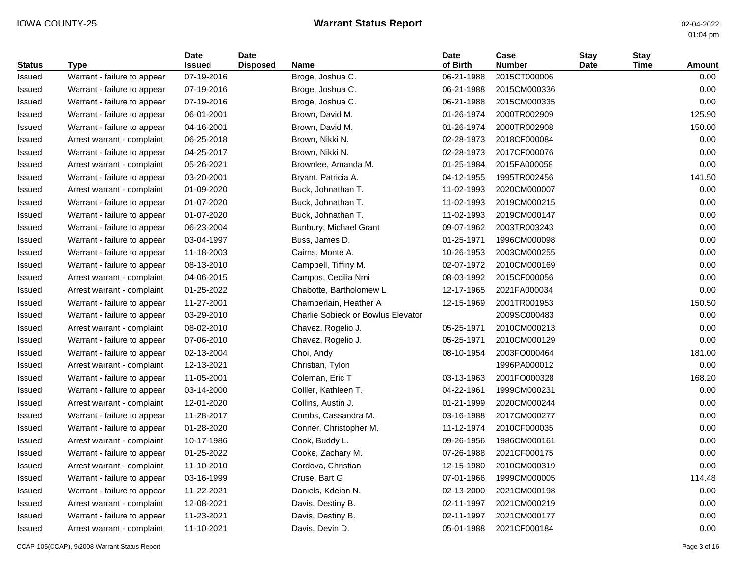| Status | Type | Date Issued | Date Disposed | Name | Date of Birth | Case Number | Stay Date | Stay Time | Amount |
|---|---|---|---|---|---|---|---|---|---|
| Issued | Warrant - failure to appear | 07-19-2016 | | Broge, Joshua C. | 06-21-1988 | 2015CT000006 | | | 0.00 |
| Issued | Warrant - failure to appear | 07-19-2016 | | Broge, Joshua C. | 06-21-1988 | 2015CM000336 | | | 0.00 |
| Issued | Warrant - failure to appear | 07-19-2016 | | Broge, Joshua C. | 06-21-1988 | 2015CM000335 | | | 0.00 |
| Issued | Warrant - failure to appear | 06-01-2001 | | Brown, David M. | 01-26-1974 | 2000TR002909 | | | 125.90 |
| Issued | Warrant - failure to appear | 04-16-2001 | | Brown, David M. | 01-26-1974 | 2000TR002908 | | | 150.00 |
| Issued | Arrest warrant - complaint | 06-25-2018 | | Brown, Nikki N. | 02-28-1973 | 2018CF000084 | | | 0.00 |
| Issued | Warrant - failure to appear | 04-25-2017 | | Brown, Nikki N. | 02-28-1973 | 2017CF000076 | | | 0.00 |
| Issued | Arrest warrant - complaint | 05-26-2021 | | Brownlee, Amanda M. | 01-25-1984 | 2015FA000058 | | | 0.00 |
| Issued | Warrant - failure to appear | 03-20-2001 | | Bryant, Patricia A. | 04-12-1955 | 1995TR002456 | | | 141.50 |
| Issued | Arrest warrant - complaint | 01-09-2020 | | Buck, Johnathan T. | 11-02-1993 | 2020CM000007 | | | 0.00 |
| Issued | Warrant - failure to appear | 01-07-2020 | | Buck, Johnathan T. | 11-02-1993 | 2019CM000215 | | | 0.00 |
| Issued | Warrant - failure to appear | 01-07-2020 | | Buck, Johnathan T. | 11-02-1993 | 2019CM000147 | | | 0.00 |
| Issued | Warrant - failure to appear | 06-23-2004 | | Bunbury, Michael Grant | 09-07-1962 | 2003TR003243 | | | 0.00 |
| Issued | Warrant - failure to appear | 03-04-1997 | | Buss, James D. | 01-25-1971 | 1996CM000098 | | | 0.00 |
| Issued | Warrant - failure to appear | 11-18-2003 | | Cairns, Monte A. | 10-26-1953 | 2003CM000255 | | | 0.00 |
| Issued | Warrant - failure to appear | 08-13-2010 | | Campbell, Tiffiny M. | 02-07-1972 | 2010CM000169 | | | 0.00 |
| Issued | Arrest warrant - complaint | 04-06-2015 | | Campos, Cecilia Nmi | 08-03-1992 | 2015CF000056 | | | 0.00 |
| Issued | Arrest warrant - complaint | 01-25-2022 | | Chabotte, Bartholomew L | 12-17-1965 | 2021FA000034 | | | 0.00 |
| Issued | Warrant - failure to appear | 11-27-2001 | | Chamberlain, Heather A | 12-15-1969 | 2001TR001953 | | | 150.50 |
| Issued | Warrant - failure to appear | 03-29-2010 | | Charlie Sobieck or Bowlus Elevator | | 2009SC000483 | | | 0.00 |
| Issued | Arrest warrant - complaint | 08-02-2010 | | Chavez, Rogelio J. | 05-25-1971 | 2010CM000213 | | | 0.00 |
| Issued | Warrant - failure to appear | 07-06-2010 | | Chavez, Rogelio J. | 05-25-1971 | 2010CM000129 | | | 0.00 |
| Issued | Warrant - failure to appear | 02-13-2004 | | Choi, Andy | 08-10-1954 | 2003FO000464 | | | 181.00 |
| Issued | Arrest warrant - complaint | 12-13-2021 | | Christian, Tylon | | 1996PA000012 | | | 0.00 |
| Issued | Warrant - failure to appear | 11-05-2001 | | Coleman, Eric T | 03-13-1963 | 2001FO000328 | | | 168.20 |
| Issued | Warrant - failure to appear | 03-14-2000 | | Collier, Kathleen T. | 04-22-1961 | 1999CM000231 | | | 0.00 |
| Issued | Arrest warrant - complaint | 12-01-2020 | | Collins, Austin J. | 01-21-1999 | 2020CM000244 | | | 0.00 |
| Issued | Warrant - failure to appear | 11-28-2017 | | Combs, Cassandra M. | 03-16-1988 | 2017CM000277 | | | 0.00 |
| Issued | Warrant - failure to appear | 01-28-2020 | | Conner, Christopher M. | 11-12-1974 | 2010CF000035 | | | 0.00 |
| Issued | Arrest warrant - complaint | 10-17-1986 | | Cook, Buddy L. | 09-26-1956 | 1986CM000161 | | | 0.00 |
| Issued | Warrant - failure to appear | 01-25-2022 | | Cooke, Zachary M. | 07-26-1988 | 2021CF000175 | | | 0.00 |
| Issued | Arrest warrant - complaint | 11-10-2010 | | Cordova, Christian | 12-15-1980 | 2010CM000319 | | | 0.00 |
| Issued | Warrant - failure to appear | 03-16-1999 | | Cruse, Bart G | 07-01-1966 | 1999CM000005 | | | 114.48 |
| Issued | Warrant - failure to appear | 11-22-2021 | | Daniels, Kdeion N. | 02-13-2000 | 2021CM000198 | | | 0.00 |
| Issued | Arrest warrant - complaint | 12-08-2021 | | Davis, Destiny B. | 02-11-1997 | 2021CM000219 | | | 0.00 |
| Issued | Warrant - failure to appear | 11-23-2021 | | Davis, Destiny B. | 02-11-1997 | 2021CM000177 | | | 0.00 |
| Issued | Arrest warrant - complaint | 11-10-2021 | | Davis, Devin D. | 05-01-1988 | 2021CF000184 | | | 0.00 |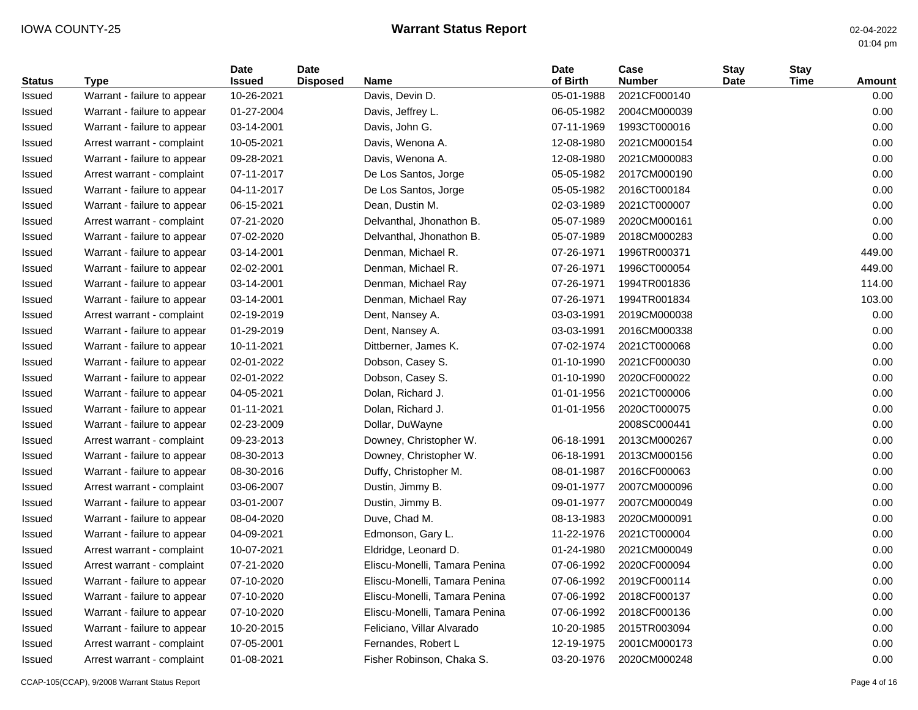# Warrant Status Report

IOWA COUNTY-25

02-04-2022
01:04 pm

| Status | Type | Date Issued | Date Disposed | Name | Date of Birth | Case Number | Stay Date | Stay Time | Amount |
|---|---|---|---|---|---|---|---|---|---|
| Issued | Warrant - failure to appear | 10-26-2021 | | Davis, Devin D. | 05-01-1988 | 2021CF000140 | | | 0.00 |
| Issued | Warrant - failure to appear | 01-27-2004 | | Davis, Jeffrey L. | 06-05-1982 | 2004CM000039 | | | 0.00 |
| Issued | Warrant - failure to appear | 03-14-2001 | | Davis, John G. | 07-11-1969 | 1993CT000016 | | | 0.00 |
| Issued | Arrest warrant - complaint | 10-05-2021 | | Davis, Wenona A. | 12-08-1980 | 2021CM000154 | | | 0.00 |
| Issued | Warrant - failure to appear | 09-28-2021 | | Davis, Wenona A. | 12-08-1980 | 2021CM000083 | | | 0.00 |
| Issued | Arrest warrant - complaint | 07-11-2017 | | De Los Santos, Jorge | 05-05-1982 | 2017CM000190 | | | 0.00 |
| Issued | Warrant - failure to appear | 04-11-2017 | | De Los Santos, Jorge | 05-05-1982 | 2016CT000184 | | | 0.00 |
| Issued | Warrant - failure to appear | 06-15-2021 | | Dean, Dustin M. | 02-03-1989 | 2021CT000007 | | | 0.00 |
| Issued | Arrest warrant - complaint | 07-21-2020 | | Delvanthal, Jhonathon B. | 05-07-1989 | 2020CM000161 | | | 0.00 |
| Issued | Warrant - failure to appear | 07-02-2020 | | Delvanthal, Jhonathon B. | 05-07-1989 | 2018CM000283 | | | 0.00 |
| Issued | Warrant - failure to appear | 03-14-2001 | | Denman, Michael R. | 07-26-1971 | 1996TR000371 | | | 449.00 |
| Issued | Warrant - failure to appear | 02-02-2001 | | Denman, Michael R. | 07-26-1971 | 1996CT000054 | | | 449.00 |
| Issued | Warrant - failure to appear | 03-14-2001 | | Denman, Michael Ray | 07-26-1971 | 1994TR001836 | | | 114.00 |
| Issued | Warrant - failure to appear | 03-14-2001 | | Denman, Michael Ray | 07-26-1971 | 1994TR001834 | | | 103.00 |
| Issued | Arrest warrant - complaint | 02-19-2019 | | Dent, Nansey A. | 03-03-1991 | 2019CM000038 | | | 0.00 |
| Issued | Warrant - failure to appear | 01-29-2019 | | Dent, Nansey A. | 03-03-1991 | 2016CM000338 | | | 0.00 |
| Issued | Warrant - failure to appear | 10-11-2021 | | Dittberner, James K. | 07-02-1974 | 2021CT000068 | | | 0.00 |
| Issued | Warrant - failure to appear | 02-01-2022 | | Dobson, Casey S. | 01-10-1990 | 2021CF000030 | | | 0.00 |
| Issued | Warrant - failure to appear | 02-01-2022 | | Dobson, Casey S. | 01-10-1990 | 2020CF000022 | | | 0.00 |
| Issued | Warrant - failure to appear | 04-05-2021 | | Dolan, Richard J. | 01-01-1956 | 2021CT000006 | | | 0.00 |
| Issued | Warrant - failure to appear | 01-11-2021 | | Dolan, Richard J. | 01-01-1956 | 2020CT000075 | | | 0.00 |
| Issued | Warrant - failure to appear | 02-23-2009 | | Dollar, DuWayne | | 2008SC000441 | | | 0.00 |
| Issued | Arrest warrant - complaint | 09-23-2013 | | Downey, Christopher W. | 06-18-1991 | 2013CM000267 | | | 0.00 |
| Issued | Warrant - failure to appear | 08-30-2013 | | Downey, Christopher W. | 06-18-1991 | 2013CM000156 | | | 0.00 |
| Issued | Warrant - failure to appear | 08-30-2016 | | Duffy, Christopher M. | 08-01-1987 | 2016CF000063 | | | 0.00 |
| Issued | Arrest warrant - complaint | 03-06-2007 | | Dustin, Jimmy B. | 09-01-1977 | 2007CM000096 | | | 0.00 |
| Issued | Warrant - failure to appear | 03-01-2007 | | Dustin, Jimmy B. | 09-01-1977 | 2007CM000049 | | | 0.00 |
| Issued | Warrant - failure to appear | 08-04-2020 | | Duve, Chad M. | 08-13-1983 | 2020CM000091 | | | 0.00 |
| Issued | Warrant - failure to appear | 04-09-2021 | | Edmonson, Gary L. | 11-22-1976 | 2021CT000004 | | | 0.00 |
| Issued | Arrest warrant - complaint | 10-07-2021 | | Eldridge, Leonard D. | 01-24-1980 | 2021CM000049 | | | 0.00 |
| Issued | Arrest warrant - complaint | 07-21-2020 | | Eliscu-Monelli, Tamara Penina | 07-06-1992 | 2020CF000094 | | | 0.00 |
| Issued | Warrant - failure to appear | 07-10-2020 | | Eliscu-Monelli, Tamara Penina | 07-06-1992 | 2019CF000114 | | | 0.00 |
| Issued | Warrant - failure to appear | 07-10-2020 | | Eliscu-Monelli, Tamara Penina | 07-06-1992 | 2018CF000137 | | | 0.00 |
| Issued | Warrant - failure to appear | 07-10-2020 | | Eliscu-Monelli, Tamara Penina | 07-06-1992 | 2018CF000136 | | | 0.00 |
| Issued | Warrant - failure to appear | 10-20-2015 | | Feliciano, Villar Alvarado | 10-20-1985 | 2015TR003094 | | | 0.00 |
| Issued | Arrest warrant - complaint | 07-05-2001 | | Fernandes, Robert L | 12-19-1975 | 2001CM000173 | | | 0.00 |
| Issued | Arrest warrant - complaint | 01-08-2021 | | Fisher Robinson, Chaka S. | 03-20-1976 | 2020CM000248 | | | 0.00 |

CCAP-105(CCAP), 9/2008 Warrant Status Report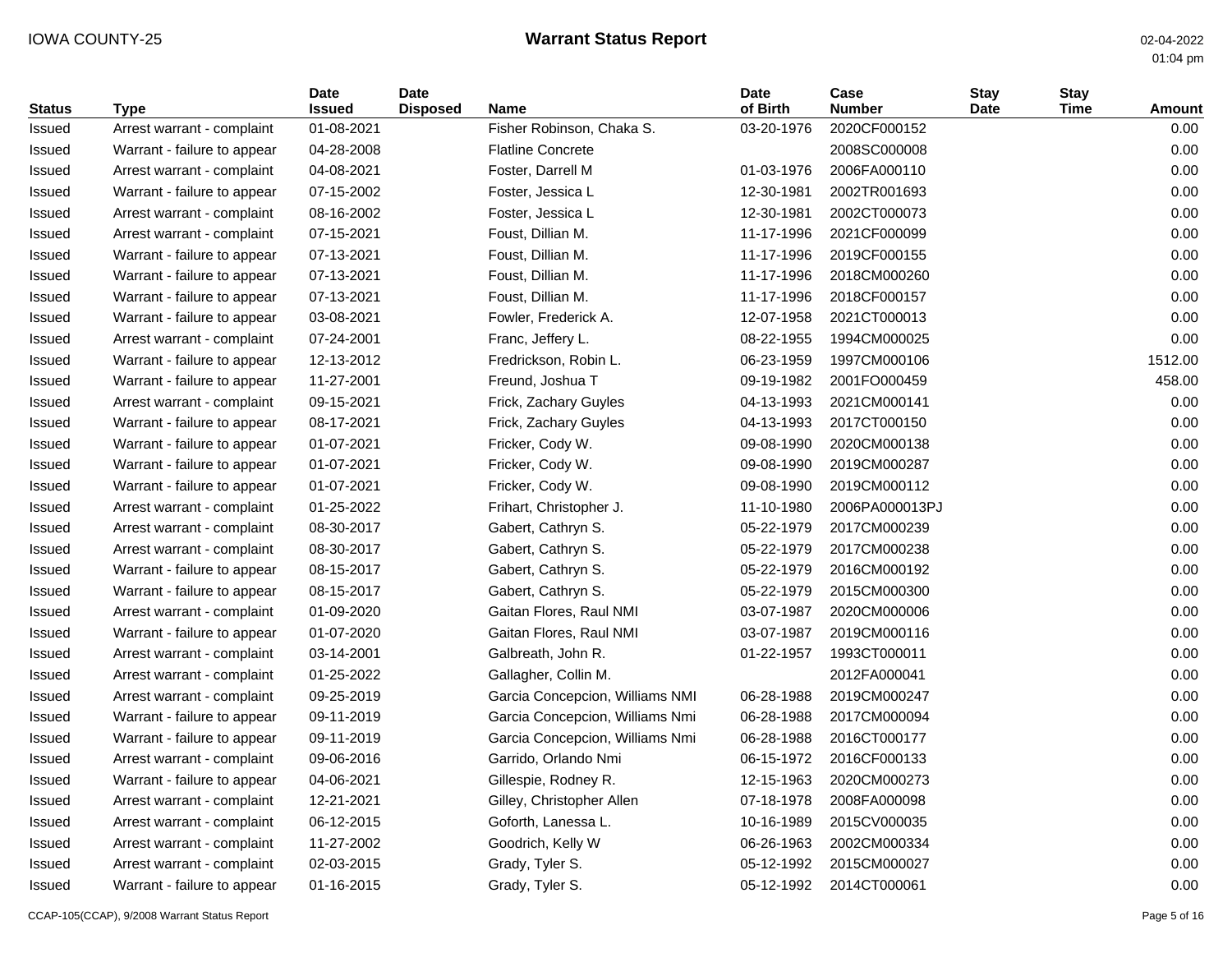# Warrant Status Report

| Status | Type | Date Issued | Date Disposed | Name | Date of Birth | Case Number | Stay Date | Stay Time | Amount |
|---|---|---|---|---|---|---|---|---|---|
| Issued | Arrest warrant - complaint | 01-08-2021 | | Fisher Robinson, Chaka S. | 03-20-1976 | 2020CF000152 | | | 0.00 |
| Issued | Warrant - failure to appear | 04-28-2008 | | Flatline Concrete | | 2008SC000008 | | | 0.00 |
| Issued | Arrest warrant - complaint | 04-08-2021 | | Foster, Darrell M | 01-03-1976 | 2006FA000110 | | | 0.00 |
| Issued | Warrant - failure to appear | 07-15-2002 | | Foster, Jessica L | 12-30-1981 | 2002TR001693 | | | 0.00 |
| Issued | Arrest warrant - complaint | 08-16-2002 | | Foster, Jessica L | 12-30-1981 | 2002CT000073 | | | 0.00 |
| Issued | Arrest warrant - complaint | 07-15-2021 | | Foust, Dillian M. | 11-17-1996 | 2021CF000099 | | | 0.00 |
| Issued | Warrant - failure to appear | 07-13-2021 | | Foust, Dillian M. | 11-17-1996 | 2019CF000155 | | | 0.00 |
| Issued | Warrant - failure to appear | 07-13-2021 | | Foust, Dillian M. | 11-17-1996 | 2018CM000260 | | | 0.00 |
| Issued | Warrant - failure to appear | 07-13-2021 | | Foust, Dillian M. | 11-17-1996 | 2018CF000157 | | | 0.00 |
| Issued | Warrant - failure to appear | 03-08-2021 | | Fowler, Frederick A. | 12-07-1958 | 2021CT000013 | | | 0.00 |
| Issued | Arrest warrant - complaint | 07-24-2001 | | Franc, Jeffery L. | 08-22-1955 | 1994CM000025 | | | 0.00 |
| Issued | Warrant - failure to appear | 12-13-2012 | | Fredrickson, Robin L. | 06-23-1959 | 1997CM000106 | | | 1512.00 |
| Issued | Warrant - failure to appear | 11-27-2001 | | Freund, Joshua T | 09-19-1982 | 2001FO000459 | | | 458.00 |
| Issued | Arrest warrant - complaint | 09-15-2021 | | Frick, Zachary Guyles | 04-13-1993 | 2021CM000141 | | | 0.00 |
| Issued | Warrant - failure to appear | 08-17-2021 | | Frick, Zachary Guyles | 04-13-1993 | 2017CT000150 | | | 0.00 |
| Issued | Warrant - failure to appear | 01-07-2021 | | Fricker, Cody W. | 09-08-1990 | 2020CM000138 | | | 0.00 |
| Issued | Warrant - failure to appear | 01-07-2021 | | Fricker, Cody W. | 09-08-1990 | 2019CM000287 | | | 0.00 |
| Issued | Warrant - failure to appear | 01-07-2021 | | Fricker, Cody W. | 09-08-1990 | 2019CM000112 | | | 0.00 |
| Issued | Arrest warrant - complaint | 01-25-2022 | | Frihart, Christopher J. | 11-10-1980 | 2006PA000013PJ | | | 0.00 |
| Issued | Arrest warrant - complaint | 08-30-2017 | | Gabert, Cathryn S. | 05-22-1979 | 2017CM000239 | | | 0.00 |
| Issued | Arrest warrant - complaint | 08-30-2017 | | Gabert, Cathryn S. | 05-22-1979 | 2017CM000238 | | | 0.00 |
| Issued | Warrant - failure to appear | 08-15-2017 | | Gabert, Cathryn S. | 05-22-1979 | 2016CM000192 | | | 0.00 |
| Issued | Warrant - failure to appear | 08-15-2017 | | Gabert, Cathryn S. | 05-22-1979 | 2015CM000300 | | | 0.00 |
| Issued | Arrest warrant - complaint | 01-09-2020 | | Gaitan Flores, Raul NMI | 03-07-1987 | 2020CM000006 | | | 0.00 |
| Issued | Warrant - failure to appear | 01-07-2020 | | Gaitan Flores, Raul NMI | 03-07-1987 | 2019CM000116 | | | 0.00 |
| Issued | Arrest warrant - complaint | 03-14-2001 | | Galbreath, John R. | 01-22-1957 | 1993CT000011 | | | 0.00 |
| Issued | Arrest warrant - complaint | 01-25-2022 | | Gallagher, Collin M. | | 2012FA000041 | | | 0.00 |
| Issued | Arrest warrant - complaint | 09-25-2019 | | Garcia Concepcion, Williams NMI | 06-28-1988 | 2019CM000247 | | | 0.00 |
| Issued | Warrant - failure to appear | 09-11-2019 | | Garcia Concepcion, Williams Nmi | 06-28-1988 | 2017CM000094 | | | 0.00 |
| Issued | Warrant - failure to appear | 09-11-2019 | | Garcia Concepcion, Williams Nmi | 06-28-1988 | 2016CT000177 | | | 0.00 |
| Issued | Arrest warrant - complaint | 09-06-2016 | | Garrido, Orlando Nmi | 06-15-1972 | 2016CF000133 | | | 0.00 |
| Issued | Warrant - failure to appear | 04-06-2021 | | Gillespie, Rodney R. | 12-15-1963 | 2020CM000273 | | | 0.00 |
| Issued | Arrest warrant - complaint | 12-21-2021 | | Gilley, Christopher Allen | 07-18-1978 | 2008FA000098 | | | 0.00 |
| Issued | Arrest warrant - complaint | 06-12-2015 | | Goforth, Lanessa L. | 10-16-1989 | 2015CV000035 | | | 0.00 |
| Issued | Arrest warrant - complaint | 11-27-2002 | | Goodrich, Kelly W | 06-26-1963 | 2002CM000334 | | | 0.00 |
| Issued | Arrest warrant - complaint | 02-03-2015 | | Grady, Tyler S. | 05-12-1992 | 2015CM000027 | | | 0.00 |
| Issued | Warrant - failure to appear | 01-16-2015 | | Grady, Tyler S. | 05-12-1992 | 2014CT000061 | | | 0.00 |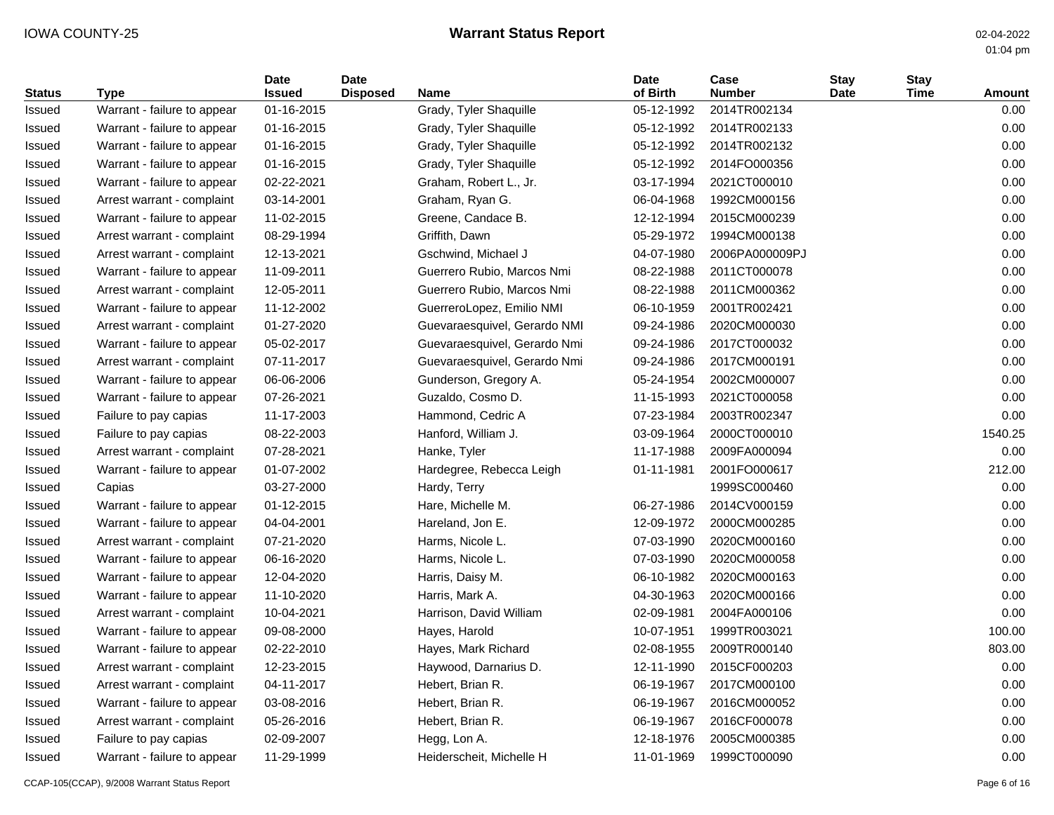IOWA COUNTY-25

# Warrant Status Report

02-04-2022
01:04 pm

| Status | Type | Date Issued | Date Disposed | Name | Date of Birth | Case Number | Stay Date | Stay Time | Amount |
|---|---|---|---|---|---|---|---|---|---|
| Issued | Warrant - failure to appear | 01-16-2015 | | Grady, Tyler Shaquille | 05-12-1992 | 2014TR002134 | | | 0.00 |
| Issued | Warrant - failure to appear | 01-16-2015 | | Grady, Tyler Shaquille | 05-12-1992 | 2014TR002133 | | | 0.00 |
| Issued | Warrant - failure to appear | 01-16-2015 | | Grady, Tyler Shaquille | 05-12-1992 | 2014TR002132 | | | 0.00 |
| Issued | Warrant - failure to appear | 01-16-2015 | | Grady, Tyler Shaquille | 05-12-1992 | 2014FO000356 | | | 0.00 |
| Issued | Warrant - failure to appear | 02-22-2021 | | Graham, Robert L., Jr. | 03-17-1994 | 2021CT000010 | | | 0.00 |
| Issued | Arrest warrant - complaint | 03-14-2001 | | Graham, Ryan G. | 06-04-1968 | 1992CM000156 | | | 0.00 |
| Issued | Warrant - failure to appear | 11-02-2015 | | Greene, Candace B. | 12-12-1994 | 2015CM000239 | | | 0.00 |
| Issued | Arrest warrant - complaint | 08-29-1994 | | Griffith, Dawn | 05-29-1972 | 1994CM000138 | | | 0.00 |
| Issued | Arrest warrant - complaint | 12-13-2021 | | Gschwind, Michael J | 04-07-1980 | 2006PA000009PJ | | | 0.00 |
| Issued | Warrant - failure to appear | 11-09-2011 | | Guerrero Rubio, Marcos Nmi | 08-22-1988 | 2011CT000078 | | | 0.00 |
| Issued | Arrest warrant - complaint | 12-05-2011 | | Guerrero Rubio, Marcos Nmi | 08-22-1988 | 2011CM000362 | | | 0.00 |
| Issued | Warrant - failure to appear | 11-12-2002 | | GuerreroLopez, Emilio NMI | 06-10-1959 | 2001TR002421 | | | 0.00 |
| Issued | Arrest warrant - complaint | 01-27-2020 | | Guevaraesquivel, Gerardo NMI | 09-24-1986 | 2020CM000030 | | | 0.00 |
| Issued | Warrant - failure to appear | 05-02-2017 | | Guevaraesquivel, Gerardo Nmi | 09-24-1986 | 2017CT000032 | | | 0.00 |
| Issued | Arrest warrant - complaint | 07-11-2017 | | Guevaraesquivel, Gerardo Nmi | 09-24-1986 | 2017CM000191 | | | 0.00 |
| Issued | Warrant - failure to appear | 06-06-2006 | | Gunderson, Gregory A. | 05-24-1954 | 2002CM000007 | | | 0.00 |
| Issued | Warrant - failure to appear | 07-26-2021 | | Guzaldo, Cosmo D. | 11-15-1993 | 2021CT000058 | | | 0.00 |
| Issued | Failure to pay capias | 11-17-2003 | | Hammond, Cedric A | 07-23-1984 | 2003TR002347 | | | 0.00 |
| Issued | Failure to pay capias | 08-22-2003 | | Hanford, William J. | 03-09-1964 | 2000CT000010 | | | 1540.25 |
| Issued | Arrest warrant - complaint | 07-28-2021 | | Hanke, Tyler | 11-17-1988 | 2009FA000094 | | | 0.00 |
| Issued | Warrant - failure to appear | 01-07-2002 | | Hardegree, Rebecca Leigh | 01-11-1981 | 2001FO000617 | | | 212.00 |
| Issued | Capias | 03-27-2000 | | Hardy, Terry | | 1999SC000460 | | | 0.00 |
| Issued | Warrant - failure to appear | 01-12-2015 | | Hare, Michelle M. | 06-27-1986 | 2014CV000159 | | | 0.00 |
| Issued | Warrant - failure to appear | 04-04-2001 | | Hareland, Jon E. | 12-09-1972 | 2000CM000285 | | | 0.00 |
| Issued | Arrest warrant - complaint | 07-21-2020 | | Harms, Nicole L. | 07-03-1990 | 2020CM000160 | | | 0.00 |
| Issued | Warrant - failure to appear | 06-16-2020 | | Harms, Nicole L. | 07-03-1990 | 2020CM000058 | | | 0.00 |
| Issued | Warrant - failure to appear | 12-04-2020 | | Harris, Daisy M. | 06-10-1982 | 2020CM000163 | | | 0.00 |
| Issued | Warrant - failure to appear | 11-10-2020 | | Harris, Mark A. | 04-30-1963 | 2020CM000166 | | | 0.00 |
| Issued | Arrest warrant - complaint | 10-04-2021 | | Harrison, David William | 02-09-1981 | 2004FA000106 | | | 0.00 |
| Issued | Warrant - failure to appear | 09-08-2000 | | Hayes, Harold | 10-07-1951 | 1999TR003021 | | | 100.00 |
| Issued | Warrant - failure to appear | 02-22-2010 | | Hayes, Mark Richard | 02-08-1955 | 2009TR000140 | | | 803.00 |
| Issued | Arrest warrant - complaint | 12-23-2015 | | Haywood, Darnarius D. | 12-11-1990 | 2015CF000203 | | | 0.00 |
| Issued | Arrest warrant - complaint | 04-11-2017 | | Hebert, Brian R. | 06-19-1967 | 2017CM000100 | | | 0.00 |
| Issued | Warrant - failure to appear | 03-08-2016 | | Hebert, Brian R. | 06-19-1967 | 2016CM000052 | | | 0.00 |
| Issued | Arrest warrant - complaint | 05-26-2016 | | Hebert, Brian R. | 06-19-1967 | 2016CF000078 | | | 0.00 |
| Issued | Failure to pay capias | 02-09-2007 | | Hegg, Lon A. | 12-18-1976 | 2005CM000385 | | | 0.00 |
| Issued | Warrant - failure to appear | 11-29-1999 | | Heiderscheit, Michelle H | 11-01-1969 | 1999CT000090 | | | 0.00 |

CCAP-105(CCAP), 9/2008 Warrant Status Report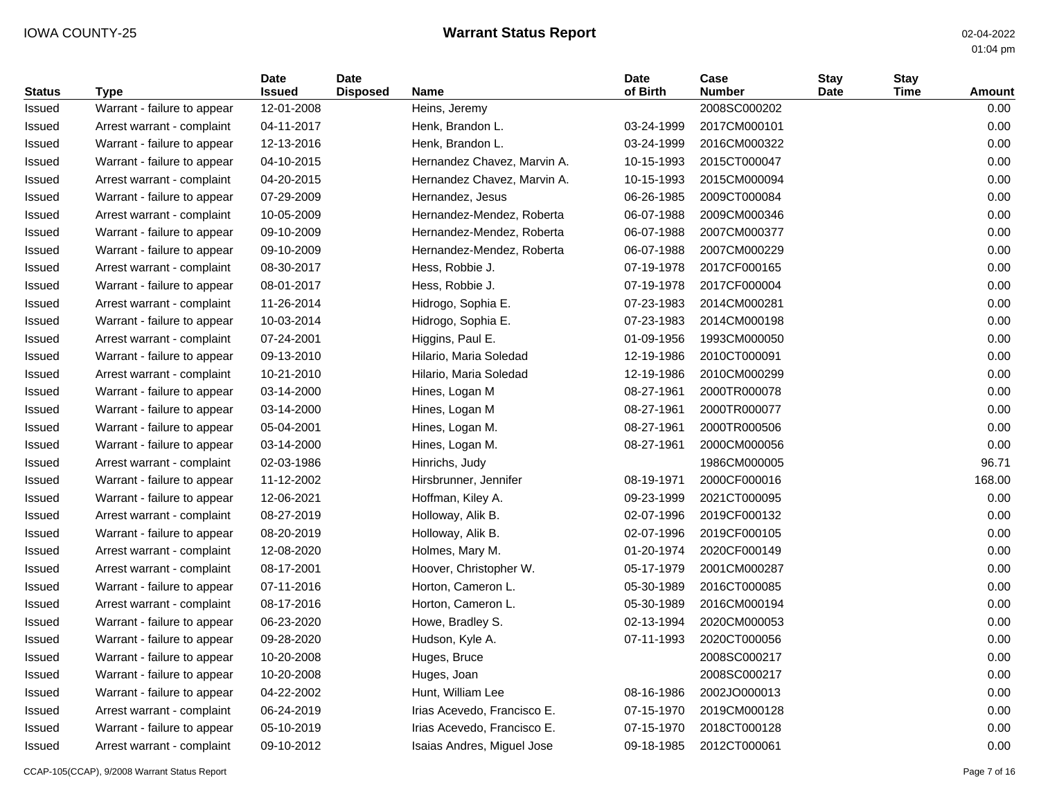# Warrant Status Report

IOWA COUNTY-25

02-04-2022
01:04 pm

| Status | Type | Date Issued | Date Disposed | Name | Date of Birth | Case Number | Stay Date | Stay Time | Amount |
|---|---|---|---|---|---|---|---|---|---|
| Issued | Warrant - failure to appear | 12-01-2008 | | Heins, Jeremy | | 2008SC000202 | | | 0.00 |
| Issued | Arrest warrant - complaint | 04-11-2017 | | Henk, Brandon L. | 03-24-1999 | 2017CM000101 | | | 0.00 |
| Issued | Warrant - failure to appear | 12-13-2016 | | Henk, Brandon L. | 03-24-1999 | 2016CM000322 | | | 0.00 |
| Issued | Warrant - failure to appear | 04-10-2015 | | Hernandez Chavez, Marvin A. | 10-15-1993 | 2015CT000047 | | | 0.00 |
| Issued | Arrest warrant - complaint | 04-20-2015 | | Hernandez Chavez, Marvin A. | 10-15-1993 | 2015CM000094 | | | 0.00 |
| Issued | Warrant - failure to appear | 07-29-2009 | | Hernandez, Jesus | 06-26-1985 | 2009CT000084 | | | 0.00 |
| Issued | Arrest warrant - complaint | 10-05-2009 | | Hernandez-Mendez, Roberta | 06-07-1988 | 2009CM000346 | | | 0.00 |
| Issued | Warrant - failure to appear | 09-10-2009 | | Hernandez-Mendez, Roberta | 06-07-1988 | 2007CM000377 | | | 0.00 |
| Issued | Warrant - failure to appear | 09-10-2009 | | Hernandez-Mendez, Roberta | 06-07-1988 | 2007CM000229 | | | 0.00 |
| Issued | Arrest warrant - complaint | 08-30-2017 | | Hess, Robbie J. | 07-19-1978 | 2017CF000165 | | | 0.00 |
| Issued | Warrant - failure to appear | 08-01-2017 | | Hess, Robbie J. | 07-19-1978 | 2017CF000004 | | | 0.00 |
| Issued | Arrest warrant - complaint | 11-26-2014 | | Hidrogo, Sophia E. | 07-23-1983 | 2014CM000281 | | | 0.00 |
| Issued | Warrant - failure to appear | 10-03-2014 | | Hidrogo, Sophia E. | 07-23-1983 | 2014CM000198 | | | 0.00 |
| Issued | Arrest warrant - complaint | 07-24-2001 | | Higgins, Paul E. | 01-09-1956 | 1993CM000050 | | | 0.00 |
| Issued | Warrant - failure to appear | 09-13-2010 | | Hilario, Maria Soledad | 12-19-1986 | 2010CT000091 | | | 0.00 |
| Issued | Arrest warrant - complaint | 10-21-2010 | | Hilario, Maria Soledad | 12-19-1986 | 2010CM000299 | | | 0.00 |
| Issued | Warrant - failure to appear | 03-14-2000 | | Hines, Logan M | 08-27-1961 | 2000TR000078 | | | 0.00 |
| Issued | Warrant - failure to appear | 03-14-2000 | | Hines, Logan M | 08-27-1961 | 2000TR000077 | | | 0.00 |
| Issued | Warrant - failure to appear | 05-04-2001 | | Hines, Logan M. | 08-27-1961 | 2000TR000506 | | | 0.00 |
| Issued | Warrant - failure to appear | 03-14-2000 | | Hines, Logan M. | 08-27-1961 | 2000CM000056 | | | 0.00 |
| Issued | Arrest warrant - complaint | 02-03-1986 | | Hinrichs, Judy | | 1986CM000005 | | | 96.71 |
| Issued | Warrant - failure to appear | 11-12-2002 | | Hirsbrunner, Jennifer | 08-19-1971 | 2000CF000016 | | | 168.00 |
| Issued | Warrant - failure to appear | 12-06-2021 | | Hoffman, Kiley A. | 09-23-1999 | 2021CT000095 | | | 0.00 |
| Issued | Arrest warrant - complaint | 08-27-2019 | | Holloway, Alik B. | 02-07-1996 | 2019CF000132 | | | 0.00 |
| Issued | Warrant - failure to appear | 08-20-2019 | | Holloway, Alik B. | 02-07-1996 | 2019CF000105 | | | 0.00 |
| Issued | Arrest warrant - complaint | 12-08-2020 | | Holmes, Mary M. | 01-20-1974 | 2020CF000149 | | | 0.00 |
| Issued | Arrest warrant - complaint | 08-17-2001 | | Hoover, Christopher W. | 05-17-1979 | 2001CM000287 | | | 0.00 |
| Issued | Warrant - failure to appear | 07-11-2016 | | Horton, Cameron L. | 05-30-1989 | 2016CT000085 | | | 0.00 |
| Issued | Arrest warrant - complaint | 08-17-2016 | | Horton, Cameron L. | 05-30-1989 | 2016CM000194 | | | 0.00 |
| Issued | Warrant - failure to appear | 06-23-2020 | | Howe, Bradley S. | 02-13-1994 | 2020CM000053 | | | 0.00 |
| Issued | Warrant - failure to appear | 09-28-2020 | | Hudson, Kyle A. | 07-11-1993 | 2020CT000056 | | | 0.00 |
| Issued | Warrant - failure to appear | 10-20-2008 | | Huges, Bruce | | 2008SC000217 | | | 0.00 |
| Issued | Warrant - failure to appear | 10-20-2008 | | Huges, Joan | | 2008SC000217 | | | 0.00 |
| Issued | Warrant - failure to appear | 04-22-2002 | | Hunt, William Lee | 08-16-1986 | 2002JO000013 | | | 0.00 |
| Issued | Arrest warrant - complaint | 06-24-2019 | | Irias Acevedo, Francisco E. | 07-15-1970 | 2019CM000128 | | | 0.00 |
| Issued | Warrant - failure to appear | 05-10-2019 | | Irias Acevedo, Francisco E. | 07-15-1970 | 2018CT000128 | | | 0.00 |
| Issued | Arrest warrant - complaint | 09-10-2012 | | Isaias Andres, Miguel Jose | 09-18-1985 | 2012CT000061 | | | 0.00 |

CCAP-105(CCAP), 9/2008 Warrant Status Report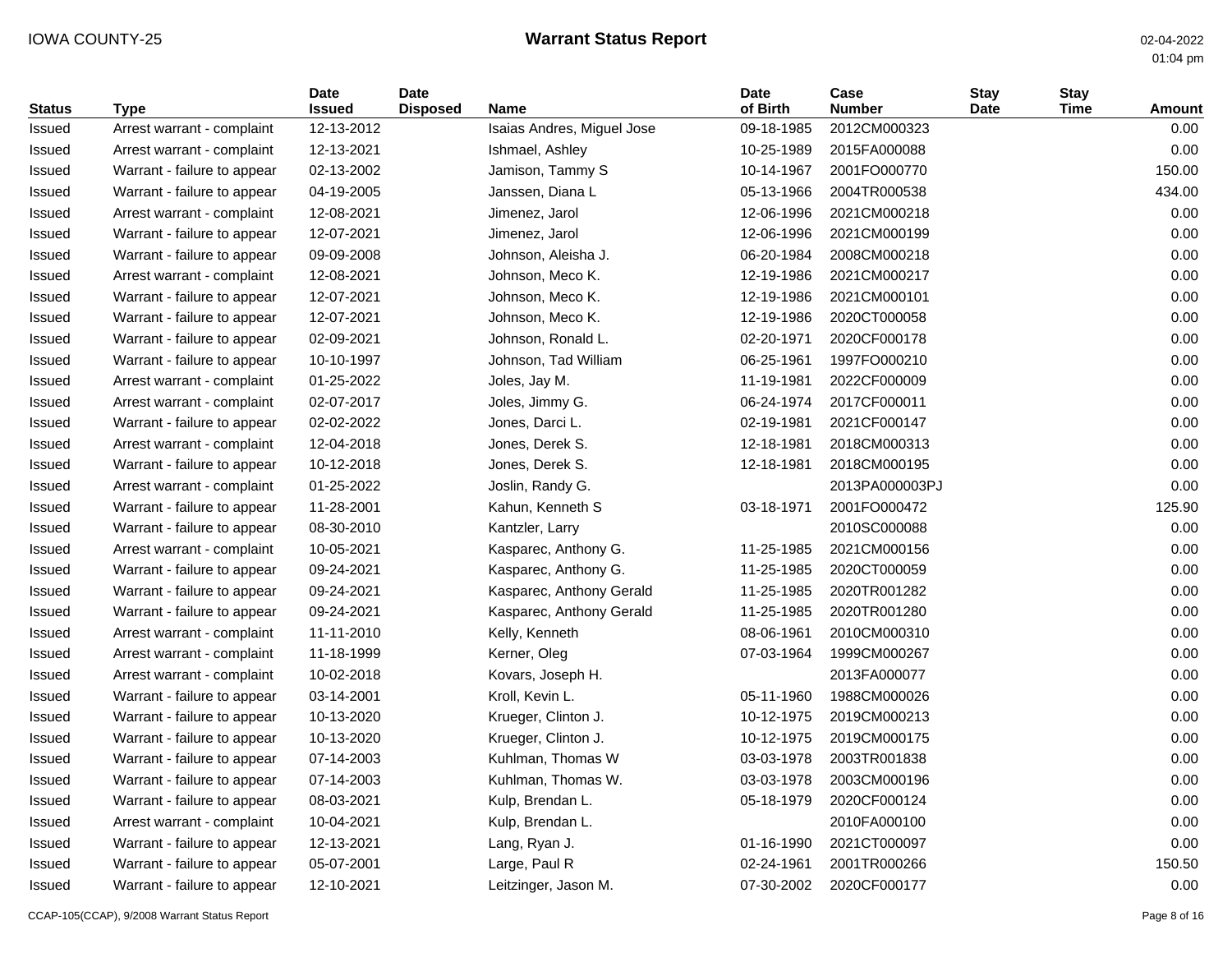IOWA COUNTY-25

# Warrant Status Report

02-04-2022
01:04 pm

| Status | Type | Date Issued | Date Disposed | Name | Date of Birth | Case Number | Stay Date | Stay Time | Amount |
|---|---|---|---|---|---|---|---|---|---|
| Issued | Arrest warrant - complaint | 12-13-2012 | | Isaias Andres, Miguel Jose | 09-18-1985 | 2012CM000323 | | | 0.00 |
| Issued | Arrest warrant - complaint | 12-13-2021 | | Ishmael, Ashley | 10-25-1989 | 2015FA000088 | | | 0.00 |
| Issued | Warrant - failure to appear | 02-13-2002 | | Jamison, Tammy S | 10-14-1967 | 2001FO000770 | | | 150.00 |
| Issued | Warrant - failure to appear | 04-19-2005 | | Janssen, Diana L | 05-13-1966 | 2004TR000538 | | | 434.00 |
| Issued | Arrest warrant - complaint | 12-08-2021 | | Jimenez, Jarol | 12-06-1996 | 2021CM000218 | | | 0.00 |
| Issued | Warrant - failure to appear | 12-07-2021 | | Jimenez, Jarol | 12-06-1996 | 2021CM000199 | | | 0.00 |
| Issued | Warrant - failure to appear | 09-09-2008 | | Johnson, Aleisha J. | 06-20-1984 | 2008CM000218 | | | 0.00 |
| Issued | Arrest warrant - complaint | 12-08-2021 | | Johnson, Meco K. | 12-19-1986 | 2021CM000217 | | | 0.00 |
| Issued | Warrant - failure to appear | 12-07-2021 | | Johnson, Meco K. | 12-19-1986 | 2021CM000101 | | | 0.00 |
| Issued | Warrant - failure to appear | 12-07-2021 | | Johnson, Meco K. | 12-19-1986 | 2020CT000058 | | | 0.00 |
| Issued | Warrant - failure to appear | 02-09-2021 | | Johnson, Ronald L. | 02-20-1971 | 2020CF000178 | | | 0.00 |
| Issued | Warrant - failure to appear | 10-10-1997 | | Johnson, Tad William | 06-25-1961 | 1997FO000210 | | | 0.00 |
| Issued | Arrest warrant - complaint | 01-25-2022 | | Joles, Jay M. | 11-19-1981 | 2022CF000009 | | | 0.00 |
| Issued | Arrest warrant - complaint | 02-07-2017 | | Joles, Jimmy G. | 06-24-1974 | 2017CF000011 | | | 0.00 |
| Issued | Warrant - failure to appear | 02-02-2022 | | Jones, Darci L. | 02-19-1981 | 2021CF000147 | | | 0.00 |
| Issued | Arrest warrant - complaint | 12-04-2018 | | Jones, Derek S. | 12-18-1981 | 2018CM000313 | | | 0.00 |
| Issued | Warrant - failure to appear | 10-12-2018 | | Jones, Derek S. | 12-18-1981 | 2018CM000195 | | | 0.00 |
| Issued | Arrest warrant - complaint | 01-25-2022 | | Joslin, Randy G. | | 2013PA000003PJ | | | 0.00 |
| Issued | Warrant - failure to appear | 11-28-2001 | | Kahun, Kenneth S | 03-18-1971 | 2001FO000472 | | | 125.90 |
| Issued | Warrant - failure to appear | 08-30-2010 | | Kantzler, Larry | | 2010SC000088 | | | 0.00 |
| Issued | Arrest warrant - complaint | 10-05-2021 | | Kasparec, Anthony G. | 11-25-1985 | 2021CM000156 | | | 0.00 |
| Issued | Warrant - failure to appear | 09-24-2021 | | Kasparec, Anthony G. | 11-25-1985 | 2020CT000059 | | | 0.00 |
| Issued | Warrant - failure to appear | 09-24-2021 | | Kasparec, Anthony Gerald | 11-25-1985 | 2020TR001282 | | | 0.00 |
| Issued | Warrant - failure to appear | 09-24-2021 | | Kasparec, Anthony Gerald | 11-25-1985 | 2020TR001280 | | | 0.00 |
| Issued | Arrest warrant - complaint | 11-11-2010 | | Kelly, Kenneth | 08-06-1961 | 2010CM000310 | | | 0.00 |
| Issued | Arrest warrant - complaint | 11-18-1999 | | Kerner, Oleg | 07-03-1964 | 1999CM000267 | | | 0.00 |
| Issued | Arrest warrant - complaint | 10-02-2018 | | Kovars, Joseph H. | | 2013FA000077 | | | 0.00 |
| Issued | Warrant - failure to appear | 03-14-2001 | | Kroll, Kevin L. | 05-11-1960 | 1988CM000026 | | | 0.00 |
| Issued | Warrant - failure to appear | 10-13-2020 | | Krueger, Clinton J. | 10-12-1975 | 2019CM000213 | | | 0.00 |
| Issued | Warrant - failure to appear | 10-13-2020 | | Krueger, Clinton J. | 10-12-1975 | 2019CM000175 | | | 0.00 |
| Issued | Warrant - failure to appear | 07-14-2003 | | Kuhlman, Thomas W | 03-03-1978 | 2003TR001838 | | | 0.00 |
| Issued | Warrant - failure to appear | 07-14-2003 | | Kuhlman, Thomas W. | 03-03-1978 | 2003CM000196 | | | 0.00 |
| Issued | Warrant - failure to appear | 08-03-2021 | | Kulp, Brendan L. | 05-18-1979 | 2020CF000124 | | | 0.00 |
| Issued | Arrest warrant - complaint | 10-04-2021 | | Kulp, Brendan L. | | 2010FA000100 | | | 0.00 |
| Issued | Warrant - failure to appear | 12-13-2021 | | Lang, Ryan J. | 01-16-1990 | 2021CT000097 | | | 0.00 |
| Issued | Warrant - failure to appear | 05-07-2001 | | Large, Paul R | 02-24-1961 | 2001TR000266 | | | 150.50 |
| Issued | Warrant - failure to appear | 12-10-2021 | | Leitzinger, Jason M. | 07-30-2002 | 2020CF000177 | | | 0.00 |

CCAP-105(CCAP), 9/2008 Warrant Status Report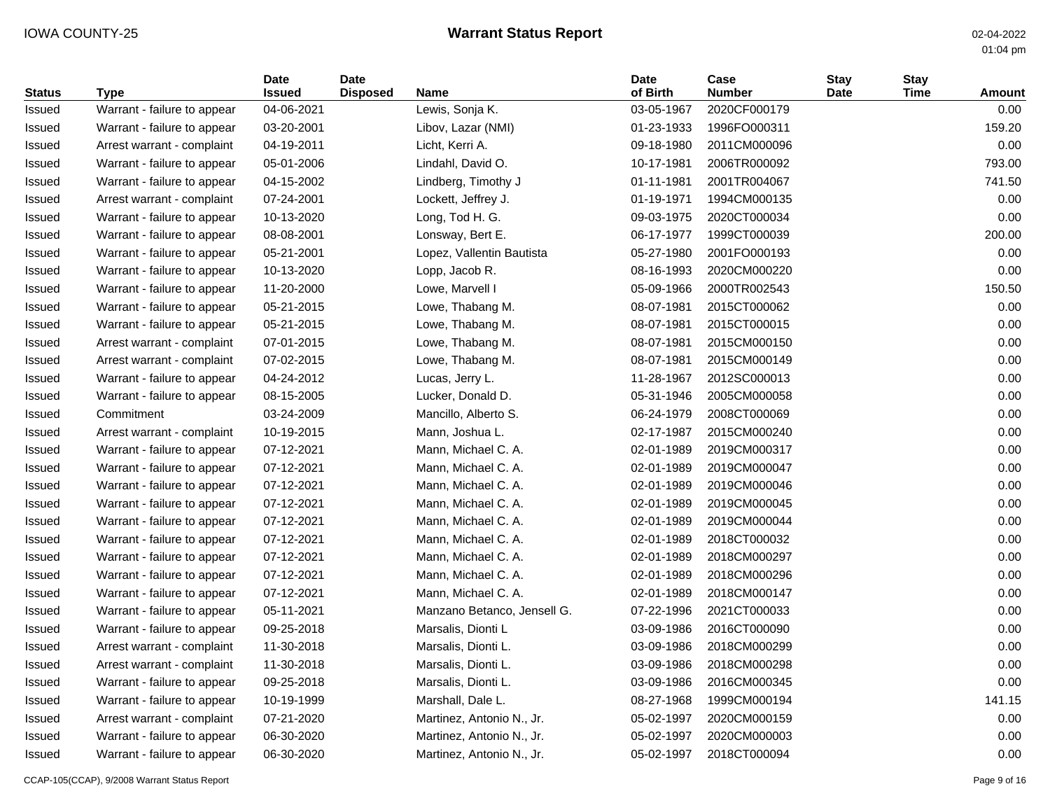IOWA COUNTY-25

# Warrant Status Report

02-04-2022
01:04 pm

| Status | Type | Date Issued | Date Disposed | Name | Date of Birth | Case Number | Stay Date | Stay Time | Amount |
|---|---|---|---|---|---|---|---|---|---|
| Issued | Warrant - failure to appear | 04-06-2021 | | Lewis, Sonja K. | 03-05-1967 | 2020CF000179 | | | 0.00 |
| Issued | Warrant - failure to appear | 03-20-2001 | | Libov, Lazar (NMI) | 01-23-1933 | 1996FO000311 | | | 159.20 |
| Issued | Arrest warrant - complaint | 04-19-2011 | | Licht, Kerri A. | 09-18-1980 | 2011CM000096 | | | 0.00 |
| Issued | Warrant - failure to appear | 05-01-2006 | | Lindahl, David O. | 10-17-1981 | 2006TR000092 | | | 793.00 |
| Issued | Warrant - failure to appear | 04-15-2002 | | Lindberg, Timothy J | 01-11-1981 | 2001TR004067 | | | 741.50 |
| Issued | Arrest warrant - complaint | 07-24-2001 | | Lockett, Jeffrey J. | 01-19-1971 | 1994CM000135 | | | 0.00 |
| Issued | Warrant - failure to appear | 10-13-2020 | | Long, Tod H. G. | 09-03-1975 | 2020CT000034 | | | 0.00 |
| Issued | Warrant - failure to appear | 08-08-2001 | | Lonsway, Bert E. | 06-17-1977 | 1999CT000039 | | | 200.00 |
| Issued | Warrant - failure to appear | 05-21-2001 | | Lopez, Vallentin Bautista | 05-27-1980 | 2001FO000193 | | | 0.00 |
| Issued | Warrant - failure to appear | 10-13-2020 | | Lopp, Jacob R. | 08-16-1993 | 2020CM000220 | | | 0.00 |
| Issued | Warrant - failure to appear | 11-20-2000 | | Lowe, Marvell I | 05-09-1966 | 2000TR002543 | | | 150.50 |
| Issued | Warrant - failure to appear | 05-21-2015 | | Lowe, Thabang M. | 08-07-1981 | 2015CT000062 | | | 0.00 |
| Issued | Warrant - failure to appear | 05-21-2015 | | Lowe, Thabang M. | 08-07-1981 | 2015CT000015 | | | 0.00 |
| Issued | Arrest warrant - complaint | 07-01-2015 | | Lowe, Thabang M. | 08-07-1981 | 2015CM000150 | | | 0.00 |
| Issued | Arrest warrant - complaint | 07-02-2015 | | Lowe, Thabang M. | 08-07-1981 | 2015CM000149 | | | 0.00 |
| Issued | Warrant - failure to appear | 04-24-2012 | | Lucas, Jerry L. | 11-28-1967 | 2012SC000013 | | | 0.00 |
| Issued | Warrant - failure to appear | 08-15-2005 | | Lucker, Donald D. | 05-31-1946 | 2005CM000058 | | | 0.00 |
| Issued | Commitment | 03-24-2009 | | Mancillo, Alberto S. | 06-24-1979 | 2008CT000069 | | | 0.00 |
| Issued | Arrest warrant - complaint | 10-19-2015 | | Mann, Joshua L. | 02-17-1987 | 2015CM000240 | | | 0.00 |
| Issued | Warrant - failure to appear | 07-12-2021 | | Mann, Michael C. A. | 02-01-1989 | 2019CM000317 | | | 0.00 |
| Issued | Warrant - failure to appear | 07-12-2021 | | Mann, Michael C. A. | 02-01-1989 | 2019CM000047 | | | 0.00 |
| Issued | Warrant - failure to appear | 07-12-2021 | | Mann, Michael C. A. | 02-01-1989 | 2019CM000046 | | | 0.00 |
| Issued | Warrant - failure to appear | 07-12-2021 | | Mann, Michael C. A. | 02-01-1989 | 2019CM000045 | | | 0.00 |
| Issued | Warrant - failure to appear | 07-12-2021 | | Mann, Michael C. A. | 02-01-1989 | 2019CM000044 | | | 0.00 |
| Issued | Warrant - failure to appear | 07-12-2021 | | Mann, Michael C. A. | 02-01-1989 | 2018CT000032 | | | 0.00 |
| Issued | Warrant - failure to appear | 07-12-2021 | | Mann, Michael C. A. | 02-01-1989 | 2018CM000297 | | | 0.00 |
| Issued | Warrant - failure to appear | 07-12-2021 | | Mann, Michael C. A. | 02-01-1989 | 2018CM000296 | | | 0.00 |
| Issued | Warrant - failure to appear | 07-12-2021 | | Mann, Michael C. A. | 02-01-1989 | 2018CM000147 | | | 0.00 |
| Issued | Warrant - failure to appear | 05-11-2021 | | Manzano Betanco, Jensell G. | 07-22-1996 | 2021CT000033 | | | 0.00 |
| Issued | Warrant - failure to appear | 09-25-2018 | | Marsalis, Dionti L | 03-09-1986 | 2016CT000090 | | | 0.00 |
| Issued | Arrest warrant - complaint | 11-30-2018 | | Marsalis, Dionti L. | 03-09-1986 | 2018CM000299 | | | 0.00 |
| Issued | Arrest warrant - complaint | 11-30-2018 | | Marsalis, Dionti L. | 03-09-1986 | 2018CM000298 | | | 0.00 |
| Issued | Warrant - failure to appear | 09-25-2018 | | Marsalis, Dionti L. | 03-09-1986 | 2016CM000345 | | | 0.00 |
| Issued | Warrant - failure to appear | 10-19-1999 | | Marshall, Dale L. | 08-27-1968 | 1999CM000194 | | | 141.15 |
| Issued | Arrest warrant - complaint | 07-21-2020 | | Martinez, Antonio N., Jr. | 05-02-1997 | 2020CM000159 | | | 0.00 |
| Issued | Warrant - failure to appear | 06-30-2020 | | Martinez, Antonio N., Jr. | 05-02-1997 | 2020CM000003 | | | 0.00 |
| Issued | Warrant - failure to appear | 06-30-2020 | | Martinez, Antonio N., Jr. | 05-02-1997 | 2018CT000094 | | | 0.00 |

CCAP-105(CCAP), 9/2008 Warrant Status Report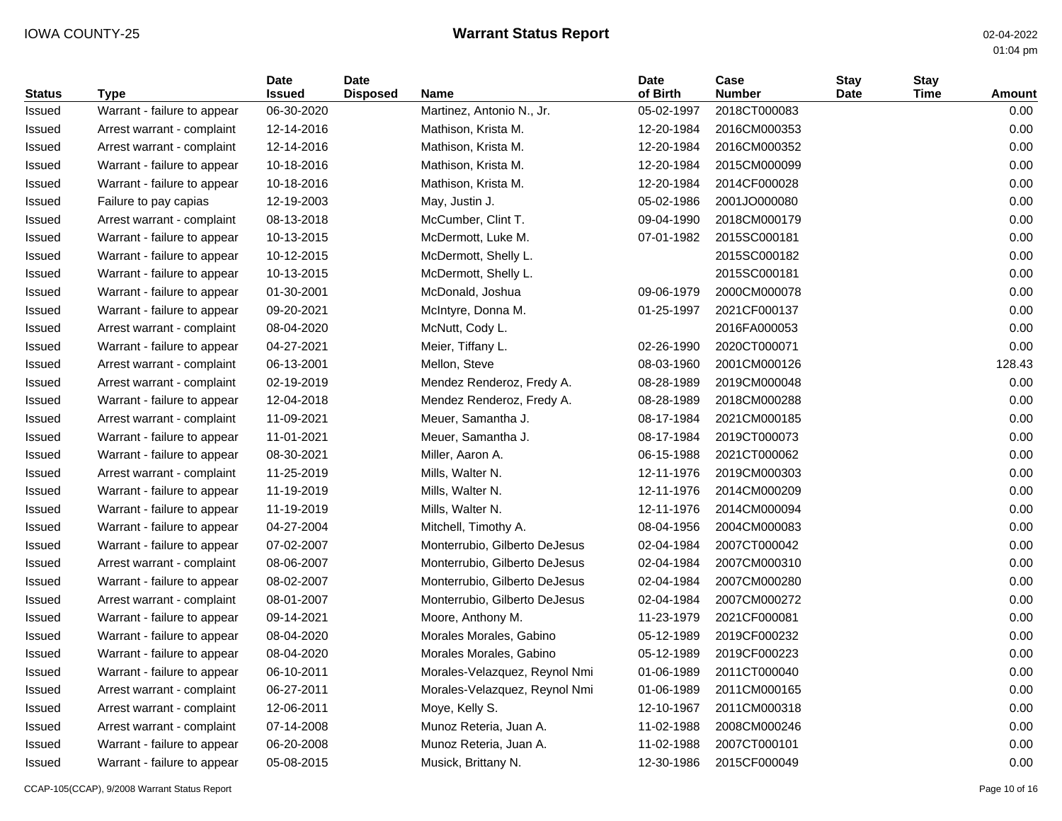# Warrant Status Report

IOWA COUNTY-25

02-04-2022
01:04 pm

| Status | Type | Date Issued | Date Disposed | Name | Date of Birth | Case Number | Stay Date | Stay Time | Amount |
|---|---|---|---|---|---|---|---|---|---|
| Issued | Warrant - failure to appear | 06-30-2020 | | Martinez, Antonio N., Jr. | 05-02-1997 | 2018CT000083 | | | 0.00 |
| Issued | Arrest warrant - complaint | 12-14-2016 | | Mathison, Krista M. | 12-20-1984 | 2016CM000353 | | | 0.00 |
| Issued | Arrest warrant - complaint | 12-14-2016 | | Mathison, Krista M. | 12-20-1984 | 2016CM000352 | | | 0.00 |
| Issued | Warrant - failure to appear | 10-18-2016 | | Mathison, Krista M. | 12-20-1984 | 2015CM000099 | | | 0.00 |
| Issued | Warrant - failure to appear | 10-18-2016 | | Mathison, Krista M. | 12-20-1984 | 2014CF000028 | | | 0.00 |
| Issued | Failure to pay capias | 12-19-2003 | | May, Justin J. | 05-02-1986 | 2001JO000080 | | | 0.00 |
| Issued | Arrest warrant - complaint | 08-13-2018 | | McCumber, Clint T. | 09-04-1990 | 2018CM000179 | | | 0.00 |
| Issued | Warrant - failure to appear | 10-13-2015 | | McDermott, Luke M. | 07-01-1982 | 2015SC000181 | | | 0.00 |
| Issued | Warrant - failure to appear | 10-12-2015 | | McDermott, Shelly L. | | 2015SC000182 | | | 0.00 |
| Issued | Warrant - failure to appear | 10-13-2015 | | McDermott, Shelly L. | | 2015SC000181 | | | 0.00 |
| Issued | Warrant - failure to appear | 01-30-2001 | | McDonald, Joshua | 09-06-1979 | 2000CM000078 | | | 0.00 |
| Issued | Warrant - failure to appear | 09-20-2021 | | McIntyre, Donna M. | 01-25-1997 | 2021CF000137 | | | 0.00 |
| Issued | Arrest warrant - complaint | 08-04-2020 | | McNutt, Cody L. | | 2016FA000053 | | | 0.00 |
| Issued | Warrant - failure to appear | 04-27-2021 | | Meier, Tiffany L. | 02-26-1990 | 2020CT000071 | | | 0.00 |
| Issued | Arrest warrant - complaint | 06-13-2001 | | Mellon, Steve | 08-03-1960 | 2001CM000126 | | | 128.43 |
| Issued | Arrest warrant - complaint | 02-19-2019 | | Mendez Renderoz, Fredy A. | 08-28-1989 | 2019CM000048 | | | 0.00 |
| Issued | Warrant - failure to appear | 12-04-2018 | | Mendez Renderoz, Fredy A. | 08-28-1989 | 2018CM000288 | | | 0.00 |
| Issued | Arrest warrant - complaint | 11-09-2021 | | Meuer, Samantha J. | 08-17-1984 | 2021CM000185 | | | 0.00 |
| Issued | Warrant - failure to appear | 11-01-2021 | | Meuer, Samantha J. | 08-17-1984 | 2019CT000073 | | | 0.00 |
| Issued | Warrant - failure to appear | 08-30-2021 | | Miller, Aaron A. | 06-15-1988 | 2021CT000062 | | | 0.00 |
| Issued | Arrest warrant - complaint | 11-25-2019 | | Mills, Walter N. | 12-11-1976 | 2019CM000303 | | | 0.00 |
| Issued | Warrant - failure to appear | 11-19-2019 | | Mills, Walter N. | 12-11-1976 | 2014CM000209 | | | 0.00 |
| Issued | Warrant - failure to appear | 11-19-2019 | | Mills, Walter N. | 12-11-1976 | 2014CM000094 | | | 0.00 |
| Issued | Warrant - failure to appear | 04-27-2004 | | Mitchell, Timothy A. | 08-04-1956 | 2004CM000083 | | | 0.00 |
| Issued | Warrant - failure to appear | 07-02-2007 | | Monterrubio, Gilberto DeJesus | 02-04-1984 | 2007CT000042 | | | 0.00 |
| Issued | Arrest warrant - complaint | 08-06-2007 | | Monterrubio, Gilberto DeJesus | 02-04-1984 | 2007CM000310 | | | 0.00 |
| Issued | Warrant - failure to appear | 08-02-2007 | | Monterrubio, Gilberto DeJesus | 02-04-1984 | 2007CM000280 | | | 0.00 |
| Issued | Arrest warrant - complaint | 08-01-2007 | | Monterrubio, Gilberto DeJesus | 02-04-1984 | 2007CM000272 | | | 0.00 |
| Issued | Warrant - failure to appear | 09-14-2021 | | Moore, Anthony M. | 11-23-1979 | 2021CF000081 | | | 0.00 |
| Issued | Warrant - failure to appear | 08-04-2020 | | Morales Morales, Gabino | 05-12-1989 | 2019CF000232 | | | 0.00 |
| Issued | Warrant - failure to appear | 08-04-2020 | | Morales Morales, Gabino | 05-12-1989 | 2019CF000223 | | | 0.00 |
| Issued | Warrant - failure to appear | 06-10-2011 | | Morales-Velazquez, Reynol Nmi | 01-06-1989 | 2011CT000040 | | | 0.00 |
| Issued | Arrest warrant - complaint | 06-27-2011 | | Morales-Velazquez, Reynol Nmi | 01-06-1989 | 2011CM000165 | | | 0.00 |
| Issued | Arrest warrant - complaint | 12-06-2011 | | Moye, Kelly S. | 12-10-1967 | 2011CM000318 | | | 0.00 |
| Issued | Arrest warrant - complaint | 07-14-2008 | | Munoz Reteria, Juan A. | 11-02-1988 | 2008CM000246 | | | 0.00 |
| Issued | Warrant - failure to appear | 06-20-2008 | | Munoz Reteria, Juan A. | 11-02-1988 | 2007CT000101 | | | 0.00 |
| Issued | Warrant - failure to appear | 05-08-2015 | | Musick, Brittany N. | 12-30-1986 | 2015CF000049 | | | 0.00 |

CCAP-105(CCAP), 9/2008 Warrant Status Report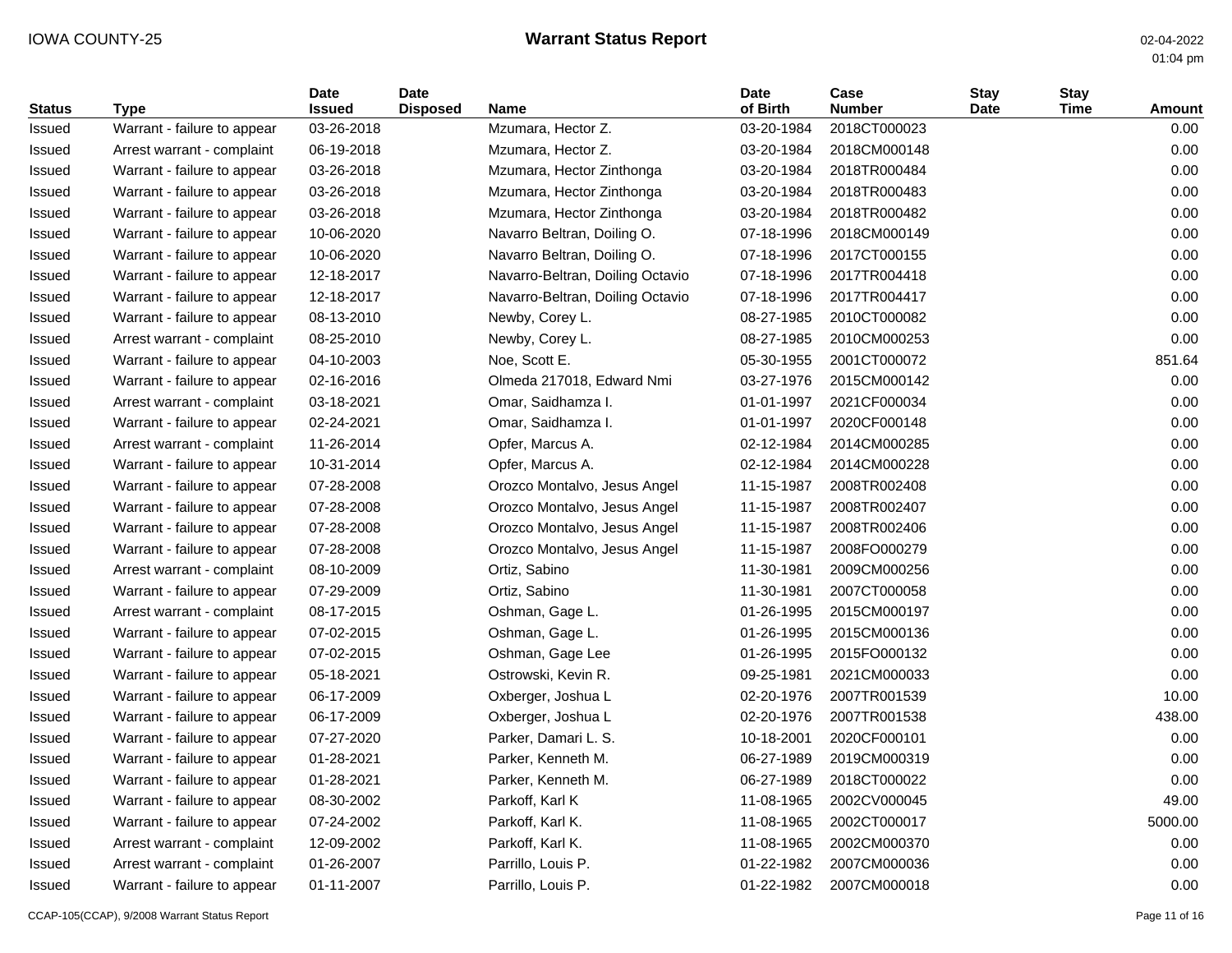# Warrant Status Report

| Status | Type | Date Issued | Date Disposed | Name | Date of Birth | Case Number | Stay Date | Stay Time | Amount |
|---|---|---|---|---|---|---|---|---|---|
| Issued | Warrant - failure to appear | 03-26-2018 | | Mzumara, Hector Z. | 03-20-1984 | 2018CT000023 | | | 0.00 |
| Issued | Arrest warrant - complaint | 06-19-2018 | | Mzumara, Hector Z. | 03-20-1984 | 2018CM000148 | | | 0.00 |
| Issued | Warrant - failure to appear | 03-26-2018 | | Mzumara, Hector Zinthonga | 03-20-1984 | 2018TR000484 | | | 0.00 |
| Issued | Warrant - failure to appear | 03-26-2018 | | Mzumara, Hector Zinthonga | 03-20-1984 | 2018TR000483 | | | 0.00 |
| Issued | Warrant - failure to appear | 03-26-2018 | | Mzumara, Hector Zinthonga | 03-20-1984 | 2018TR000482 | | | 0.00 |
| Issued | Warrant - failure to appear | 10-06-2020 | | Navarro Beltran, Doiling O. | 07-18-1996 | 2018CM000149 | | | 0.00 |
| Issued | Warrant - failure to appear | 10-06-2020 | | Navarro Beltran, Doiling O. | 07-18-1996 | 2017CT000155 | | | 0.00 |
| Issued | Warrant - failure to appear | 12-18-2017 | | Navarro-Beltran, Doiling Octavio | 07-18-1996 | 2017TR004418 | | | 0.00 |
| Issued | Warrant - failure to appear | 12-18-2017 | | Navarro-Beltran, Doiling Octavio | 07-18-1996 | 2017TR004417 | | | 0.00 |
| Issued | Warrant - failure to appear | 08-13-2010 | | Newby, Corey L. | 08-27-1985 | 2010CT000082 | | | 0.00 |
| Issued | Arrest warrant - complaint | 08-25-2010 | | Newby, Corey L. | 08-27-1985 | 2010CM000253 | | | 0.00 |
| Issued | Warrant - failure to appear | 04-10-2003 | | Noe, Scott E. | 05-30-1955 | 2001CT000072 | | | 851.64 |
| Issued | Warrant - failure to appear | 02-16-2016 | | Olmeda 217018, Edward Nmi | 03-27-1976 | 2015CM000142 | | | 0.00 |
| Issued | Arrest warrant - complaint | 03-18-2021 | | Omar, Saidhamza I. | 01-01-1997 | 2021CF000034 | | | 0.00 |
| Issued | Warrant - failure to appear | 02-24-2021 | | Omar, Saidhamza I. | 01-01-1997 | 2020CF000148 | | | 0.00 |
| Issued | Arrest warrant - complaint | 11-26-2014 | | Opfer, Marcus A. | 02-12-1984 | 2014CM000285 | | | 0.00 |
| Issued | Warrant - failure to appear | 10-31-2014 | | Opfer, Marcus A. | 02-12-1984 | 2014CM000228 | | | 0.00 |
| Issued | Warrant - failure to appear | 07-28-2008 | | Orozco Montalvo, Jesus Angel | 11-15-1987 | 2008TR002408 | | | 0.00 |
| Issued | Warrant - failure to appear | 07-28-2008 | | Orozco Montalvo, Jesus Angel | 11-15-1987 | 2008TR002407 | | | 0.00 |
| Issued | Warrant - failure to appear | 07-28-2008 | | Orozco Montalvo, Jesus Angel | 11-15-1987 | 2008TR002406 | | | 0.00 |
| Issued | Warrant - failure to appear | 07-28-2008 | | Orozco Montalvo, Jesus Angel | 11-15-1987 | 2008FO000279 | | | 0.00 |
| Issued | Arrest warrant - complaint | 08-10-2009 | | Ortiz, Sabino | 11-30-1981 | 2009CM000256 | | | 0.00 |
| Issued | Warrant - failure to appear | 07-29-2009 | | Ortiz, Sabino | 11-30-1981 | 2007CT000058 | | | 0.00 |
| Issued | Arrest warrant - complaint | 08-17-2015 | | Oshman, Gage L. | 01-26-1995 | 2015CM000197 | | | 0.00 |
| Issued | Warrant - failure to appear | 07-02-2015 | | Oshman, Gage L. | 01-26-1995 | 2015CM000136 | | | 0.00 |
| Issued | Warrant - failure to appear | 07-02-2015 | | Oshman, Gage Lee | 01-26-1995 | 2015FO000132 | | | 0.00 |
| Issued | Warrant - failure to appear | 05-18-2021 | | Ostrowski, Kevin R. | 09-25-1981 | 2021CM000033 | | | 0.00 |
| Issued | Warrant - failure to appear | 06-17-2009 | | Oxberger, Joshua L | 02-20-1976 | 2007TR001539 | | | 10.00 |
| Issued | Warrant - failure to appear | 06-17-2009 | | Oxberger, Joshua L | 02-20-1976 | 2007TR001538 | | | 438.00 |
| Issued | Warrant - failure to appear | 07-27-2020 | | Parker, Damari L. S. | 10-18-2001 | 2020CF000101 | | | 0.00 |
| Issued | Warrant - failure to appear | 01-28-2021 | | Parker, Kenneth M. | 06-27-1989 | 2019CM000319 | | | 0.00 |
| Issued | Warrant - failure to appear | 01-28-2021 | | Parker, Kenneth M. | 06-27-1989 | 2018CT000022 | | | 0.00 |
| Issued | Warrant - failure to appear | 08-30-2002 | | Parkoff, Karl K | 11-08-1965 | 2002CV000045 | | | 49.00 |
| Issued | Warrant - failure to appear | 07-24-2002 | | Parkoff, Karl K. | 11-08-1965 | 2002CT000017 | | | 5000.00 |
| Issued | Arrest warrant - complaint | 12-09-2002 | | Parkoff, Karl K. | 11-08-1965 | 2002CM000370 | | | 0.00 |
| Issued | Arrest warrant - complaint | 01-26-2007 | | Parrillo, Louis P. | 01-22-1982 | 2007CM000036 | | | 0.00 |
| Issued | Warrant - failure to appear | 01-11-2007 | | Parrillo, Louis P. | 01-22-1982 | 2007CM000018 | | | 0.00 |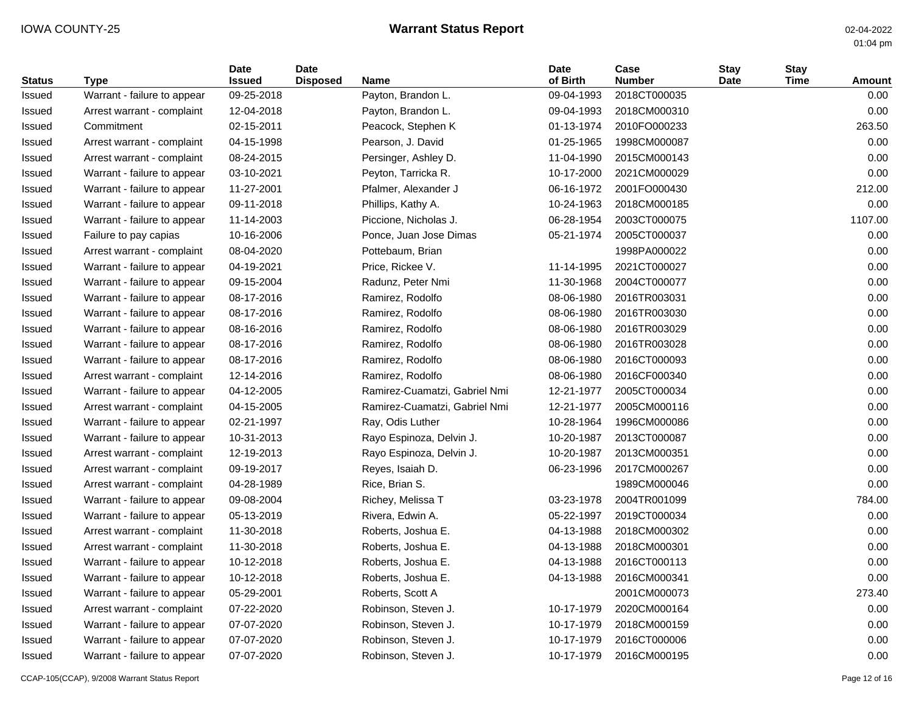# Warrant Status Report

IOWA COUNTY-25

02-04-2022
01:04 pm

| Status | Type | Date Issued | Date Disposed | Name | Date of Birth | Case Number | Stay Date | Stay Time | Amount |
|---|---|---|---|---|---|---|---|---|---|
| Issued | Warrant - failure to appear | 09-25-2018 | | Payton, Brandon L. | 09-04-1993 | 2018CT000035 | | | 0.00 |
| Issued | Arrest warrant - complaint | 12-04-2018 | | Payton, Brandon L. | 09-04-1993 | 2018CM000310 | | | 0.00 |
| Issued | Commitment | 02-15-2011 | | Peacock, Stephen K | 01-13-1974 | 2010FO000233 | | | 263.50 |
| Issued | Arrest warrant - complaint | 04-15-1998 | | Pearson, J. David | 01-25-1965 | 1998CM000087 | | | 0.00 |
| Issued | Arrest warrant - complaint | 08-24-2015 | | Persinger, Ashley D. | 11-04-1990 | 2015CM000143 | | | 0.00 |
| Issued | Warrant - failure to appear | 03-10-2021 | | Peyton, Tarricka R. | 10-17-2000 | 2021CM000029 | | | 0.00 |
| Issued | Warrant - failure to appear | 11-27-2001 | | Pfalmer, Alexander J | 06-16-1972 | 2001FO000430 | | | 212.00 |
| Issued | Warrant - failure to appear | 09-11-2018 | | Phillips, Kathy A. | 10-24-1963 | 2018CM000185 | | | 0.00 |
| Issued | Warrant - failure to appear | 11-14-2003 | | Piccione, Nicholas J. | 06-28-1954 | 2003CT000075 | | | 1107.00 |
| Issued | Failure to pay capias | 10-16-2006 | | Ponce, Juan Jose Dimas | 05-21-1974 | 2005CT000037 | | | 0.00 |
| Issued | Arrest warrant - complaint | 08-04-2020 | | Pottebaum, Brian | | 1998PA000022 | | | 0.00 |
| Issued | Warrant - failure to appear | 04-19-2021 | | Price, Rickee V. | 11-14-1995 | 2021CT000027 | | | 0.00 |
| Issued | Warrant - failure to appear | 09-15-2004 | | Radunz, Peter Nmi | 11-30-1968 | 2004CT000077 | | | 0.00 |
| Issued | Warrant - failure to appear | 08-17-2016 | | Ramirez, Rodolfo | 08-06-1980 | 2016TR003031 | | | 0.00 |
| Issued | Warrant - failure to appear | 08-17-2016 | | Ramirez, Rodolfo | 08-06-1980 | 2016TR003030 | | | 0.00 |
| Issued | Warrant - failure to appear | 08-16-2016 | | Ramirez, Rodolfo | 08-06-1980 | 2016TR003029 | | | 0.00 |
| Issued | Warrant - failure to appear | 08-17-2016 | | Ramirez, Rodolfo | 08-06-1980 | 2016TR003028 | | | 0.00 |
| Issued | Warrant - failure to appear | 08-17-2016 | | Ramirez, Rodolfo | 08-06-1980 | 2016CT000093 | | | 0.00 |
| Issued | Arrest warrant - complaint | 12-14-2016 | | Ramirez, Rodolfo | 08-06-1980 | 2016CF000340 | | | 0.00 |
| Issued | Warrant - failure to appear | 04-12-2005 | | Ramirez-Cuamatzi, Gabriel Nmi | 12-21-1977 | 2005CT000034 | | | 0.00 |
| Issued | Arrest warrant - complaint | 04-15-2005 | | Ramirez-Cuamatzi, Gabriel Nmi | 12-21-1977 | 2005CM000116 | | | 0.00 |
| Issued | Warrant - failure to appear | 02-21-1997 | | Ray, Odis Luther | 10-28-1964 | 1996CM000086 | | | 0.00 |
| Issued | Warrant - failure to appear | 10-31-2013 | | Rayo Espinoza, Delvin J. | 10-20-1987 | 2013CT000087 | | | 0.00 |
| Issued | Arrest warrant - complaint | 12-19-2013 | | Rayo Espinoza, Delvin J. | 10-20-1987 | 2013CM000351 | | | 0.00 |
| Issued | Arrest warrant - complaint | 09-19-2017 | | Reyes, Isaiah D. | 06-23-1996 | 2017CM000267 | | | 0.00 |
| Issued | Arrest warrant - complaint | 04-28-1989 | | Rice, Brian S. | | 1989CM000046 | | | 0.00 |
| Issued | Warrant - failure to appear | 09-08-2004 | | Richey, Melissa T | 03-23-1978 | 2004TR001099 | | | 784.00 |
| Issued | Warrant - failure to appear | 05-13-2019 | | Rivera, Edwin A. | 05-22-1997 | 2019CT000034 | | | 0.00 |
| Issued | Arrest warrant - complaint | 11-30-2018 | | Roberts, Joshua E. | 04-13-1988 | 2018CM000302 | | | 0.00 |
| Issued | Arrest warrant - complaint | 11-30-2018 | | Roberts, Joshua E. | 04-13-1988 | 2018CM000301 | | | 0.00 |
| Issued | Warrant - failure to appear | 10-12-2018 | | Roberts, Joshua E. | 04-13-1988 | 2016CT000113 | | | 0.00 |
| Issued | Warrant - failure to appear | 10-12-2018 | | Roberts, Joshua E. | 04-13-1988 | 2016CM000341 | | | 0.00 |
| Issued | Warrant - failure to appear | 05-29-2001 | | Roberts, Scott A | | 2001CM000073 | | | 273.40 |
| Issued | Arrest warrant - complaint | 07-22-2020 | | Robinson, Steven J. | 10-17-1979 | 2020CM000164 | | | 0.00 |
| Issued | Warrant - failure to appear | 07-07-2020 | | Robinson, Steven J. | 10-17-1979 | 2018CM000159 | | | 0.00 |
| Issued | Warrant - failure to appear | 07-07-2020 | | Robinson, Steven J. | 10-17-1979 | 2016CT000006 | | | 0.00 |
| Issued | Warrant - failure to appear | 07-07-2020 | | Robinson, Steven J. | 10-17-1979 | 2016CM000195 | | | 0.00 |

CCAP-105(CCAP), 9/2008 Warrant Status Report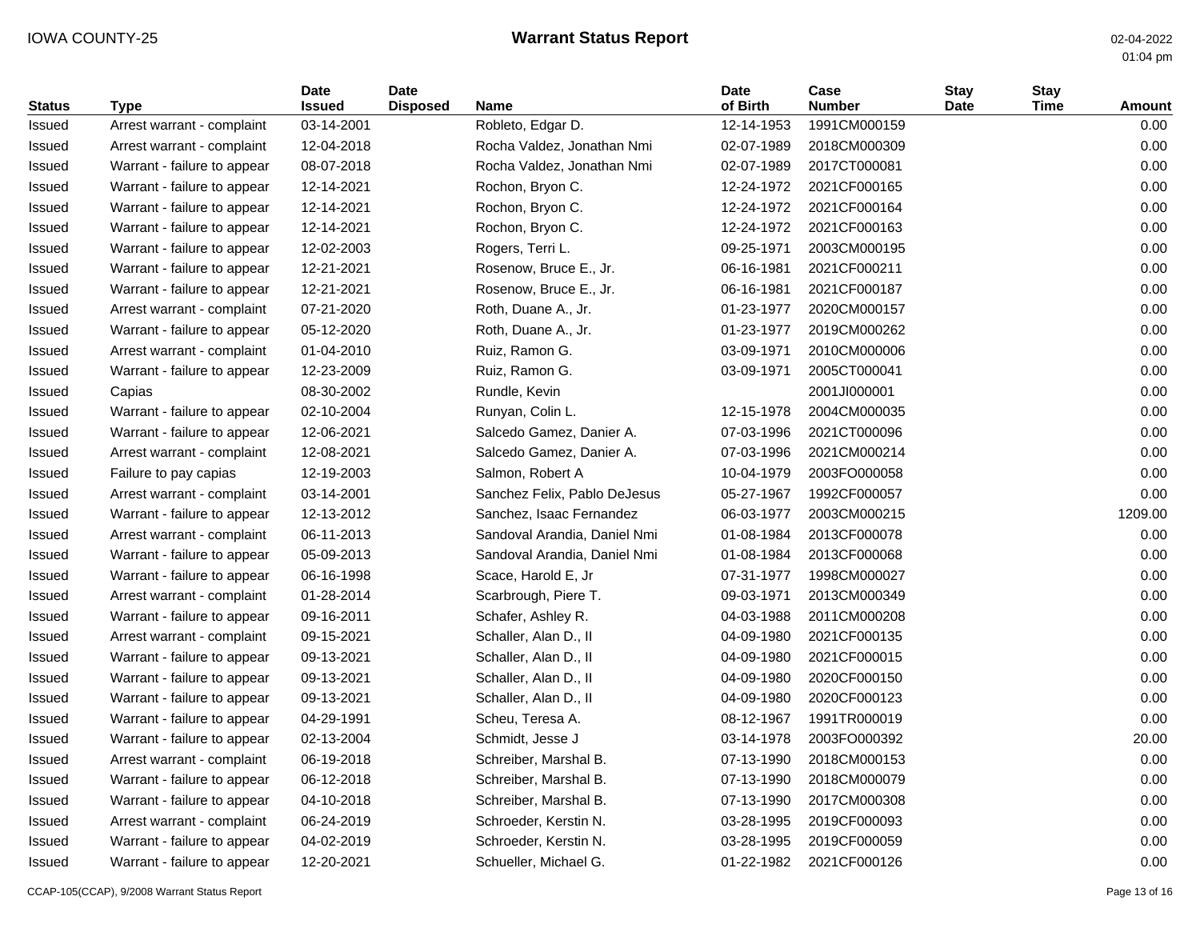| Status | Type | Date Issued | Date Disposed | Name | Date of Birth | Case Number | Stay Date | Stay Time | Amount |
|---|---|---|---|---|---|---|---|---|---|
| Issued | Arrest warrant - complaint | 03-14-2001 | | Robleto, Edgar D. | 12-14-1953 | 1991CM000159 | | | 0.00 |
| Issued | Arrest warrant - complaint | 12-04-2018 | | Rocha Valdez, Jonathan Nmi | 02-07-1989 | 2018CM000309 | | | 0.00 |
| Issued | Warrant - failure to appear | 08-07-2018 | | Rocha Valdez, Jonathan Nmi | 02-07-1989 | 2017CT000081 | | | 0.00 |
| Issued | Warrant - failure to appear | 12-14-2021 | | Rochon, Bryon C. | 12-24-1972 | 2021CF000165 | | | 0.00 |
| Issued | Warrant - failure to appear | 12-14-2021 | | Rochon, Bryon C. | 12-24-1972 | 2021CF000164 | | | 0.00 |
| Issued | Warrant - failure to appear | 12-14-2021 | | Rochon, Bryon C. | 12-24-1972 | 2021CF000163 | | | 0.00 |
| Issued | Warrant - failure to appear | 12-02-2003 | | Rogers, Terri L. | 09-25-1971 | 2003CM000195 | | | 0.00 |
| Issued | Warrant - failure to appear | 12-21-2021 | | Rosenow, Bruce E., Jr. | 06-16-1981 | 2021CF000211 | | | 0.00 |
| Issued | Warrant - failure to appear | 12-21-2021 | | Rosenow, Bruce E., Jr. | 06-16-1981 | 2021CF000187 | | | 0.00 |
| Issued | Arrest warrant - complaint | 07-21-2020 | | Roth, Duane A., Jr. | 01-23-1977 | 2020CM000157 | | | 0.00 |
| Issued | Warrant - failure to appear | 05-12-2020 | | Roth, Duane A., Jr. | 01-23-1977 | 2019CM000262 | | | 0.00 |
| Issued | Arrest warrant - complaint | 01-04-2010 | | Ruiz, Ramon G. | 03-09-1971 | 2010CM000006 | | | 0.00 |
| Issued | Warrant - failure to appear | 12-23-2009 | | Ruiz, Ramon G. | 03-09-1971 | 2005CT000041 | | | 0.00 |
| Issued | Capias | 08-30-2002 | | Rundle, Kevin | | 2001JI000001 | | | 0.00 |
| Issued | Warrant - failure to appear | 02-10-2004 | | Runyan, Colin L. | 12-15-1978 | 2004CM000035 | | | 0.00 |
| Issued | Warrant - failure to appear | 12-06-2021 | | Salcedo Gamez, Danier A. | 07-03-1996 | 2021CT000096 | | | 0.00 |
| Issued | Arrest warrant - complaint | 12-08-2021 | | Salcedo Gamez, Danier A. | 07-03-1996 | 2021CM000214 | | | 0.00 |
| Issued | Failure to pay capias | 12-19-2003 | | Salmon, Robert A | 10-04-1979 | 2003FO000058 | | | 0.00 |
| Issued | Arrest warrant - complaint | 03-14-2001 | | Sanchez Felix, Pablo DeJesus | 05-27-1967 | 1992CF000057 | | | 0.00 |
| Issued | Warrant - failure to appear | 12-13-2012 | | Sanchez, Isaac Fernandez | 06-03-1977 | 2003CM000215 | | | 1209.00 |
| Issued | Arrest warrant - complaint | 06-11-2013 | | Sandoval Arandia, Daniel Nmi | 01-08-1984 | 2013CF000078 | | | 0.00 |
| Issued | Warrant - failure to appear | 05-09-2013 | | Sandoval Arandia, Daniel Nmi | 01-08-1984 | 2013CF000068 | | | 0.00 |
| Issued | Warrant - failure to appear | 06-16-1998 | | Scace, Harold E, Jr | 07-31-1977 | 1998CM000027 | | | 0.00 |
| Issued | Arrest warrant - complaint | 01-28-2014 | | Scarbrough, Piere T. | 09-03-1971 | 2013CM000349 | | | 0.00 |
| Issued | Warrant - failure to appear | 09-16-2011 | | Schafer, Ashley R. | 04-03-1988 | 2011CM000208 | | | 0.00 |
| Issued | Arrest warrant - complaint | 09-15-2021 | | Schaller, Alan D., II | 04-09-1980 | 2021CF000135 | | | 0.00 |
| Issued | Warrant - failure to appear | 09-13-2021 | | Schaller, Alan D., II | 04-09-1980 | 2021CF000015 | | | 0.00 |
| Issued | Warrant - failure to appear | 09-13-2021 | | Schaller, Alan D., II | 04-09-1980 | 2020CF000150 | | | 0.00 |
| Issued | Warrant - failure to appear | 09-13-2021 | | Schaller, Alan D., II | 04-09-1980 | 2020CF000123 | | | 0.00 |
| Issued | Warrant - failure to appear | 04-29-1991 | | Scheu, Teresa A. | 08-12-1967 | 1991TR000019 | | | 0.00 |
| Issued | Warrant - failure to appear | 02-13-2004 | | Schmidt, Jesse J | 03-14-1978 | 2003FO000392 | | | 20.00 |
| Issued | Arrest warrant - complaint | 06-19-2018 | | Schreiber, Marshal B. | 07-13-1990 | 2018CM000153 | | | 0.00 |
| Issued | Warrant - failure to appear | 06-12-2018 | | Schreiber, Marshal B. | 07-13-1990 | 2018CM000079 | | | 0.00 |
| Issued | Warrant - failure to appear | 04-10-2018 | | Schreiber, Marshal B. | 07-13-1990 | 2017CM000308 | | | 0.00 |
| Issued | Arrest warrant - complaint | 06-24-2019 | | Schroeder, Kerstin N. | 03-28-1995 | 2019CF000093 | | | 0.00 |
| Issued | Warrant - failure to appear | 04-02-2019 | | Schroeder, Kerstin N. | 03-28-1995 | 2019CF000059 | | | 0.00 |
| Issued | Warrant - failure to appear | 12-20-2021 | | Schueller, Michael G. | 01-22-1982 | 2021CF000126 | | | 0.00 |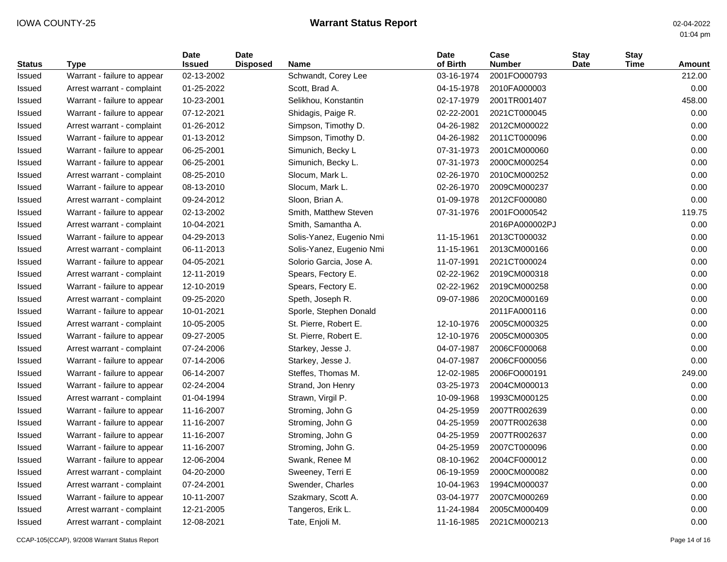# Warrant Status Report

| Status | Type | Date Issued | Date Disposed | Name | Date of Birth | Case Number | Stay Date | Stay Time | Amount |
|---|---|---|---|---|---|---|---|---|---|
| Issued | Warrant - failure to appear | 02-13-2002 | | Schwandt, Corey Lee | 03-16-1974 | 2001FO000793 | | | 212.00 |
| Issued | Arrest warrant - complaint | 01-25-2022 | | Scott, Brad A. | 04-15-1978 | 2010FA000003 | | | 0.00 |
| Issued | Warrant - failure to appear | 10-23-2001 | | Selikhou, Konstantin | 02-17-1979 | 2001TR001407 | | | 458.00 |
| Issued | Warrant - failure to appear | 07-12-2021 | | Shidagis, Paige R. | 02-22-2001 | 2021CT000045 | | | 0.00 |
| Issued | Arrest warrant - complaint | 01-26-2012 | | Simpson, Timothy D. | 04-26-1982 | 2012CM000022 | | | 0.00 |
| Issued | Warrant - failure to appear | 01-13-2012 | | Simpson, Timothy D. | 04-26-1982 | 2011CT000096 | | | 0.00 |
| Issued | Warrant - failure to appear | 06-25-2001 | | Simunich, Becky L | 07-31-1973 | 2001CM000060 | | | 0.00 |
| Issued | Warrant - failure to appear | 06-25-2001 | | Simunich, Becky L. | 07-31-1973 | 2000CM000254 | | | 0.00 |
| Issued | Arrest warrant - complaint | 08-25-2010 | | Slocum, Mark L. | 02-26-1970 | 2010CM000252 | | | 0.00 |
| Issued | Warrant - failure to appear | 08-13-2010 | | Slocum, Mark L. | 02-26-1970 | 2009CM000237 | | | 0.00 |
| Issued | Arrest warrant - complaint | 09-24-2012 | | Sloon, Brian A. | 01-09-1978 | 2012CF000080 | | | 0.00 |
| Issued | Warrant - failure to appear | 02-13-2002 | | Smith, Matthew Steven | 07-31-1976 | 2001FO000542 | | | 119.75 |
| Issued | Arrest warrant - complaint | 10-04-2021 | | Smith, Samantha A. | | 2016PA000002PJ | | | 0.00 |
| Issued | Warrant - failure to appear | 04-29-2013 | | Solis-Yanez, Eugenio Nmi | 11-15-1961 | 2013CT000032 | | | 0.00 |
| Issued | Arrest warrant - complaint | 06-11-2013 | | Solis-Yanez, Eugenio Nmi | 11-15-1961 | 2013CM000166 | | | 0.00 |
| Issued | Warrant - failure to appear | 04-05-2021 | | Solorio Garcia, Jose A. | 11-07-1991 | 2021CT000024 | | | 0.00 |
| Issued | Arrest warrant - complaint | 12-11-2019 | | Spears, Factory E. | 02-22-1962 | 2019CM000318 | | | 0.00 |
| Issued | Warrant - failure to appear | 12-10-2019 | | Spears, Factory E. | 02-22-1962 | 2019CM000258 | | | 0.00 |
| Issued | Arrest warrant - complaint | 09-25-2020 | | Speth, Joseph R. | 09-07-1986 | 2020CM000169 | | | 0.00 |
| Issued | Warrant - failure to appear | 10-01-2021 | | Sporle, Stephen Donald | | 2011FA000116 | | | 0.00 |
| Issued | Arrest warrant - complaint | 10-05-2005 | | St. Pierre, Robert E. | 12-10-1976 | 2005CM000325 | | | 0.00 |
| Issued | Warrant - failure to appear | 09-27-2005 | | St. Pierre, Robert E. | 12-10-1976 | 2005CM000305 | | | 0.00 |
| Issued | Arrest warrant - complaint | 07-24-2006 | | Starkey, Jesse J. | 04-07-1987 | 2006CF000068 | | | 0.00 |
| Issued | Warrant - failure to appear | 07-14-2006 | | Starkey, Jesse J. | 04-07-1987 | 2006CF000056 | | | 0.00 |
| Issued | Warrant - failure to appear | 06-14-2007 | | Steffes, Thomas M. | 12-02-1985 | 2006FO000191 | | | 249.00 |
| Issued | Warrant - failure to appear | 02-24-2004 | | Strand, Jon Henry | 03-25-1973 | 2004CM000013 | | | 0.00 |
| Issued | Arrest warrant - complaint | 01-04-1994 | | Strawn, Virgil P. | 10-09-1968 | 1993CM000125 | | | 0.00 |
| Issued | Warrant - failure to appear | 11-16-2007 | | Stroming, John G | 04-25-1959 | 2007TR002639 | | | 0.00 |
| Issued | Warrant - failure to appear | 11-16-2007 | | Stroming, John G | 04-25-1959 | 2007TR002638 | | | 0.00 |
| Issued | Warrant - failure to appear | 11-16-2007 | | Stroming, John G | 04-25-1959 | 2007TR002637 | | | 0.00 |
| Issued | Warrant - failure to appear | 11-16-2007 | | Stroming, John G. | 04-25-1959 | 2007CT000096 | | | 0.00 |
| Issued | Warrant - failure to appear | 12-06-2004 | | Swank, Renee M | 08-10-1962 | 2004CF000012 | | | 0.00 |
| Issued | Arrest warrant - complaint | 04-20-2000 | | Sweeney, Terri E | 06-19-1959 | 2000CM000082 | | | 0.00 |
| Issued | Arrest warrant - complaint | 07-24-2001 | | Swender, Charles | 10-04-1963 | 1994CM000037 | | | 0.00 |
| Issued | Warrant - failure to appear | 10-11-2007 | | Szakmary, Scott A. | 03-04-1977 | 2007CM000269 | | | 0.00 |
| Issued | Arrest warrant - complaint | 12-21-2005 | | Tangeros, Erik L. | 11-24-1984 | 2005CM000409 | | | 0.00 |
| Issued | Arrest warrant - complaint | 12-08-2021 | | Tate, Enjoli M. | 11-16-1985 | 2021CM000213 | | | 0.00 |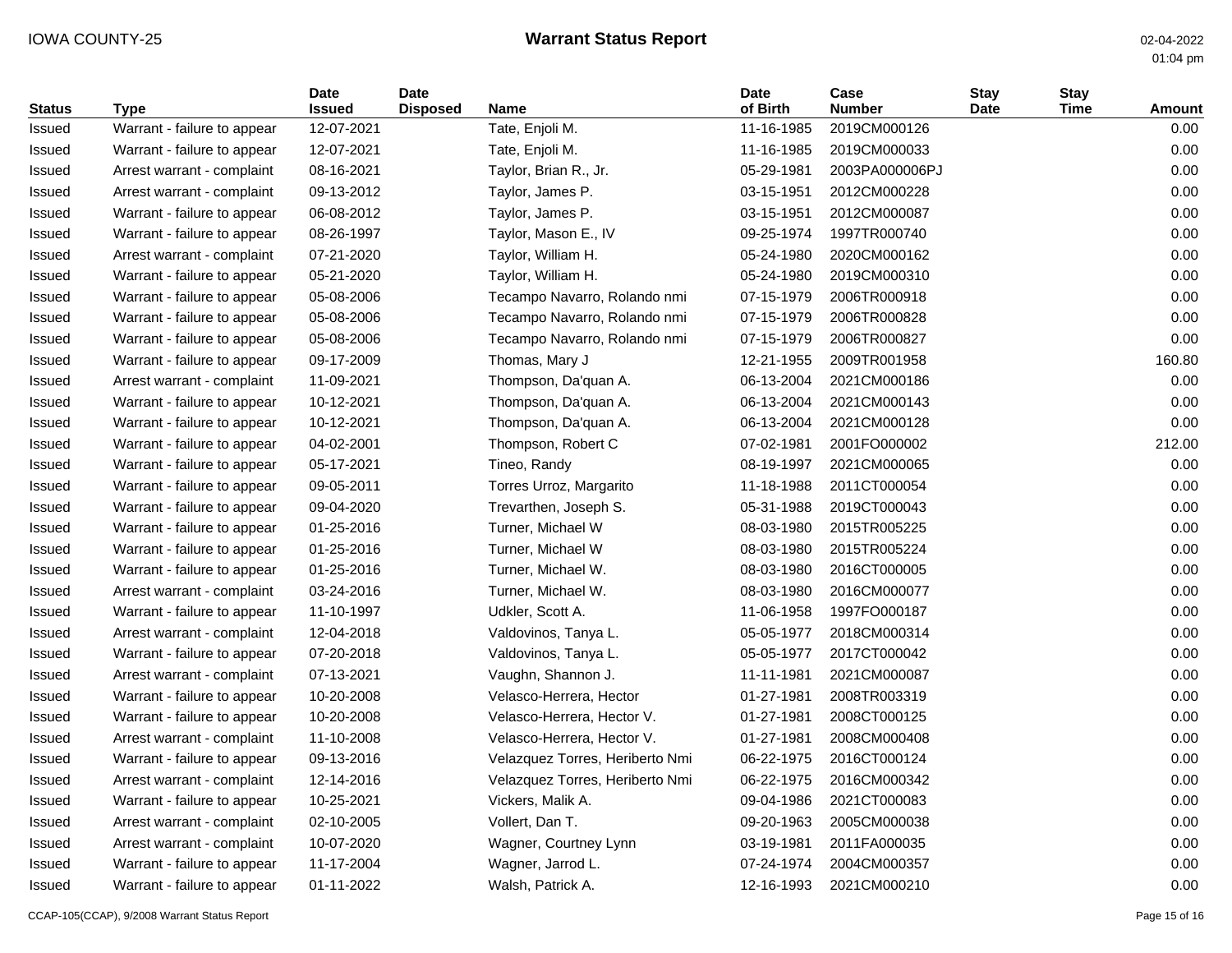| Status | Type | Date Issued | Date Disposed | Name | Date of Birth | Case Number | Stay Date | Stay Time | Amount |
|---|---|---|---|---|---|---|---|---|---|
| Issued | Warrant - failure to appear | 12-07-2021 | | Tate, Enjoli M. | 11-16-1985 | 2019CM000126 | | | 0.00 |
| Issued | Warrant - failure to appear | 12-07-2021 | | Tate, Enjoli M. | 11-16-1985 | 2019CM000033 | | | 0.00 |
| Issued | Arrest warrant - complaint | 08-16-2021 | | Taylor, Brian R., Jr. | 05-29-1981 | 2003PA000006PJ | | | 0.00 |
| Issued | Arrest warrant - complaint | 09-13-2012 | | Taylor, James P. | 03-15-1951 | 2012CM000228 | | | 0.00 |
| Issued | Warrant - failure to appear | 06-08-2012 | | Taylor, James P. | 03-15-1951 | 2012CM000087 | | | 0.00 |
| Issued | Warrant - failure to appear | 08-26-1997 | | Taylor, Mason E., IV | 09-25-1974 | 1997TR000740 | | | 0.00 |
| Issued | Arrest warrant - complaint | 07-21-2020 | | Taylor, William H. | 05-24-1980 | 2020CM000162 | | | 0.00 |
| Issued | Warrant - failure to appear | 05-21-2020 | | Taylor, William H. | 05-24-1980 | 2019CM000310 | | | 0.00 |
| Issued | Warrant - failure to appear | 05-08-2006 | | Tecampo Navarro, Rolando nmi | 07-15-1979 | 2006TR000918 | | | 0.00 |
| Issued | Warrant - failure to appear | 05-08-2006 | | Tecampo Navarro, Rolando nmi | 07-15-1979 | 2006TR000828 | | | 0.00 |
| Issued | Warrant - failure to appear | 05-08-2006 | | Tecampo Navarro, Rolando nmi | 07-15-1979 | 2006TR000827 | | | 0.00 |
| Issued | Warrant - failure to appear | 09-17-2009 | | Thomas, Mary J | 12-21-1955 | 2009TR001958 | | | 160.80 |
| Issued | Arrest warrant - complaint | 11-09-2021 | | Thompson, Da'quan A. | 06-13-2004 | 2021CM000186 | | | 0.00 |
| Issued | Warrant - failure to appear | 10-12-2021 | | Thompson, Da'quan A. | 06-13-2004 | 2021CM000143 | | | 0.00 |
| Issued | Warrant - failure to appear | 10-12-2021 | | Thompson, Da'quan A. | 06-13-2004 | 2021CM000128 | | | 0.00 |
| Issued | Warrant - failure to appear | 04-02-2001 | | Thompson, Robert C | 07-02-1981 | 2001FO000002 | | | 212.00 |
| Issued | Warrant - failure to appear | 05-17-2021 | | Tineo, Randy | 08-19-1997 | 2021CM000065 | | | 0.00 |
| Issued | Warrant - failure to appear | 09-05-2011 | | Torres Urroz, Margarito | 11-18-1988 | 2011CT000054 | | | 0.00 |
| Issued | Warrant - failure to appear | 09-04-2020 | | Trevarthen, Joseph S. | 05-31-1988 | 2019CT000043 | | | 0.00 |
| Issued | Warrant - failure to appear | 01-25-2016 | | Turner, Michael W | 08-03-1980 | 2015TR005225 | | | 0.00 |
| Issued | Warrant - failure to appear | 01-25-2016 | | Turner, Michael W | 08-03-1980 | 2015TR005224 | | | 0.00 |
| Issued | Warrant - failure to appear | 01-25-2016 | | Turner, Michael W. | 08-03-1980 | 2016CT000005 | | | 0.00 |
| Issued | Arrest warrant - complaint | 03-24-2016 | | Turner, Michael W. | 08-03-1980 | 2016CM000077 | | | 0.00 |
| Issued | Warrant - failure to appear | 11-10-1997 | | Udkler, Scott A. | 11-06-1958 | 1997FO000187 | | | 0.00 |
| Issued | Arrest warrant - complaint | 12-04-2018 | | Valdovinos, Tanya L. | 05-05-1977 | 2018CM000314 | | | 0.00 |
| Issued | Warrant - failure to appear | 07-20-2018 | | Valdovinos, Tanya L. | 05-05-1977 | 2017CT000042 | | | 0.00 |
| Issued | Arrest warrant - complaint | 07-13-2021 | | Vaughn, Shannon J. | 11-11-1981 | 2021CM000087 | | | 0.00 |
| Issued | Warrant - failure to appear | 10-20-2008 | | Velasco-Herrera, Hector | 01-27-1981 | 2008TR003319 | | | 0.00 |
| Issued | Warrant - failure to appear | 10-20-2008 | | Velasco-Herrera, Hector V. | 01-27-1981 | 2008CT000125 | | | 0.00 |
| Issued | Arrest warrant - complaint | 11-10-2008 | | Velasco-Herrera, Hector V. | 01-27-1981 | 2008CM000408 | | | 0.00 |
| Issued | Warrant - failure to appear | 09-13-2016 | | Velazquez Torres, Heriberto Nmi | 06-22-1975 | 2016CT000124 | | | 0.00 |
| Issued | Arrest warrant - complaint | 12-14-2016 | | Velazquez Torres, Heriberto Nmi | 06-22-1975 | 2016CM000342 | | | 0.00 |
| Issued | Warrant - failure to appear | 10-25-2021 | | Vickers, Malik A. | 09-04-1986 | 2021CT000083 | | | 0.00 |
| Issued | Arrest warrant - complaint | 02-10-2005 | | Vollert, Dan T. | 09-20-1963 | 2005CM000038 | | | 0.00 |
| Issued | Arrest warrant - complaint | 10-07-2020 | | Wagner, Courtney Lynn | 03-19-1981 | 2011FA000035 | | | 0.00 |
| Issued | Warrant - failure to appear | 11-17-2004 | | Wagner, Jarrod L. | 07-24-1974 | 2004CM000357 | | | 0.00 |
| Issued | Warrant - failure to appear | 01-11-2022 | | Walsh, Patrick A. | 12-16-1993 | 2021CM000210 | | | 0.00 |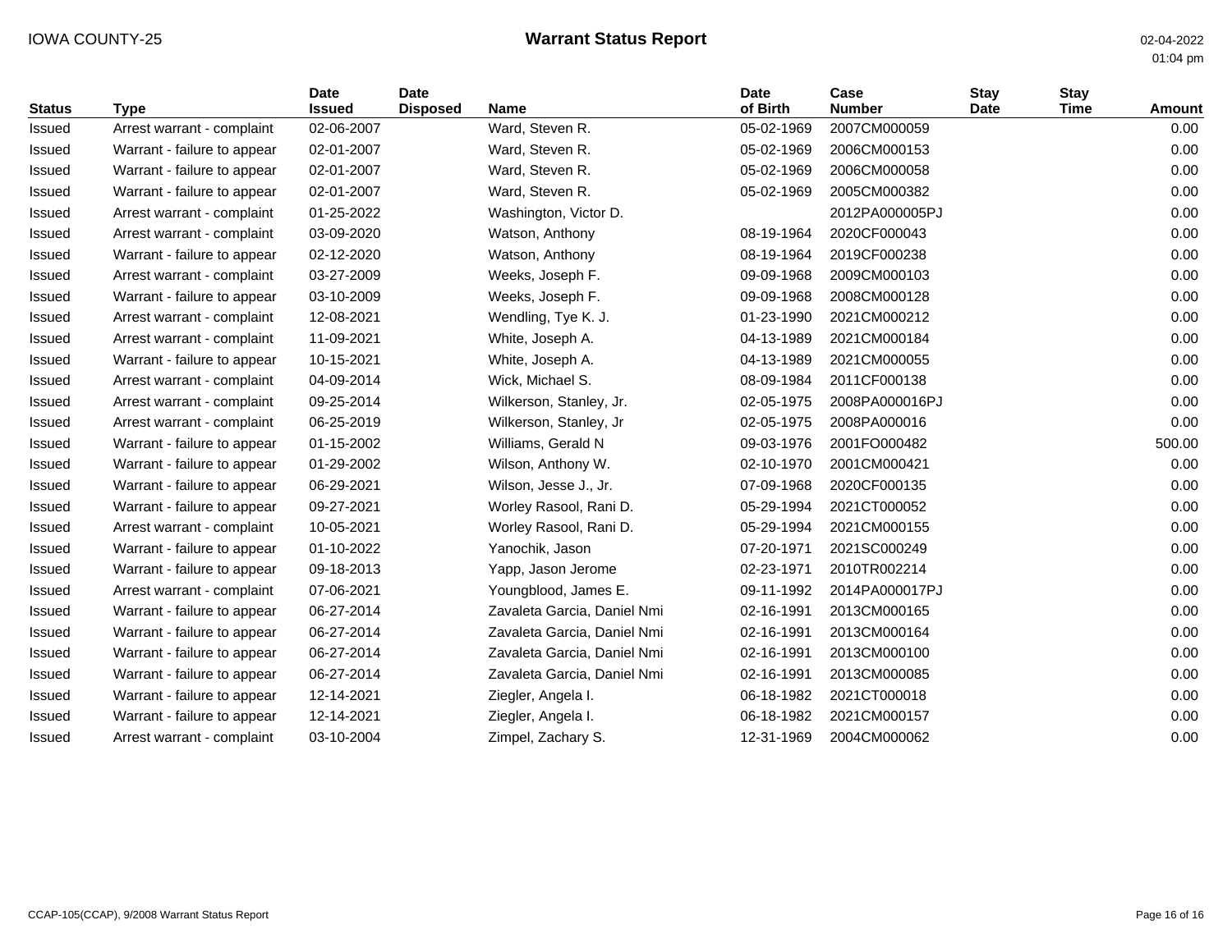# Warrant Status Report

IOWA COUNTY-25

02-04-2022
01:04 pm

| Status | Type | Date Issued | Date Disposed | Name | Date of Birth | Case Number | Stay Date | Stay Time | Amount |
|---|---|---|---|---|---|---|---|---|---|
| Issued | Arrest warrant - complaint | 02-06-2007 | | Ward, Steven R. | 05-02-1969 | 2007CM000059 | | | 0.00 |
| Issued | Warrant - failure to appear | 02-01-2007 | | Ward, Steven R. | 05-02-1969 | 2006CM000153 | | | 0.00 |
| Issued | Warrant - failure to appear | 02-01-2007 | | Ward, Steven R. | 05-02-1969 | 2006CM000058 | | | 0.00 |
| Issued | Warrant - failure to appear | 02-01-2007 | | Ward, Steven R. | 05-02-1969 | 2005CM000382 | | | 0.00 |
| Issued | Arrest warrant - complaint | 01-25-2022 | | Washington, Victor D. | | 2012PA000005PJ | | | 0.00 |
| Issued | Arrest warrant - complaint | 03-09-2020 | | Watson, Anthony | 08-19-1964 | 2020CF000043 | | | 0.00 |
| Issued | Warrant - failure to appear | 02-12-2020 | | Watson, Anthony | 08-19-1964 | 2019CF000238 | | | 0.00 |
| Issued | Arrest warrant - complaint | 03-27-2009 | | Weeks, Joseph F. | 09-09-1968 | 2009CM000103 | | | 0.00 |
| Issued | Warrant - failure to appear | 03-10-2009 | | Weeks, Joseph F. | 09-09-1968 | 2008CM000128 | | | 0.00 |
| Issued | Arrest warrant - complaint | 12-08-2021 | | Wendling, Tye K. J. | 01-23-1990 | 2021CM000212 | | | 0.00 |
| Issued | Arrest warrant - complaint | 11-09-2021 | | White, Joseph A. | 04-13-1989 | 2021CM000184 | | | 0.00 |
| Issued | Warrant - failure to appear | 10-15-2021 | | White, Joseph A. | 04-13-1989 | 2021CM000055 | | | 0.00 |
| Issued | Arrest warrant - complaint | 04-09-2014 | | Wick, Michael S. | 08-09-1984 | 2011CF000138 | | | 0.00 |
| Issued | Arrest warrant - complaint | 09-25-2014 | | Wilkerson, Stanley, Jr. | 02-05-1975 | 2008PA000016PJ | | | 0.00 |
| Issued | Arrest warrant - complaint | 06-25-2019 | | Wilkerson, Stanley, Jr | 02-05-1975 | 2008PA000016 | | | 0.00 |
| Issued | Warrant - failure to appear | 01-15-2002 | | Williams, Gerald N | 09-03-1976 | 2001FO000482 | | | 500.00 |
| Issued | Warrant - failure to appear | 01-29-2002 | | Wilson, Anthony W. | 02-10-1970 | 2001CM000421 | | | 0.00 |
| Issued | Warrant - failure to appear | 06-29-2021 | | Wilson, Jesse J., Jr. | 07-09-1968 | 2020CF000135 | | | 0.00 |
| Issued | Warrant - failure to appear | 09-27-2021 | | Worley Rasool, Rani D. | 05-29-1994 | 2021CT000052 | | | 0.00 |
| Issued | Arrest warrant - complaint | 10-05-2021 | | Worley Rasool, Rani D. | 05-29-1994 | 2021CM000155 | | | 0.00 |
| Issued | Warrant - failure to appear | 01-10-2022 | | Yanochik, Jason | 07-20-1971 | 2021SC000249 | | | 0.00 |
| Issued | Warrant - failure to appear | 09-18-2013 | | Yapp, Jason Jerome | 02-23-1971 | 2010TR002214 | | | 0.00 |
| Issued | Arrest warrant - complaint | 07-06-2021 | | Youngblood, James E. | 09-11-1992 | 2014PA000017PJ | | | 0.00 |
| Issued | Warrant - failure to appear | 06-27-2014 | | Zavaleta Garcia, Daniel Nmi | 02-16-1991 | 2013CM000165 | | | 0.00 |
| Issued | Warrant - failure to appear | 06-27-2014 | | Zavaleta Garcia, Daniel Nmi | 02-16-1991 | 2013CM000164 | | | 0.00 |
| Issued | Warrant - failure to appear | 06-27-2014 | | Zavaleta Garcia, Daniel Nmi | 02-16-1991 | 2013CM000100 | | | 0.00 |
| Issued | Warrant - failure to appear | 06-27-2014 | | Zavaleta Garcia, Daniel Nmi | 02-16-1991 | 2013CM000085 | | | 0.00 |
| Issued | Warrant - failure to appear | 12-14-2021 | | Ziegler, Angela I. | 06-18-1982 | 2021CT000018 | | | 0.00 |
| Issued | Warrant - failure to appear | 12-14-2021 | | Ziegler, Angela I. | 06-18-1982 | 2021CM000157 | | | 0.00 |
| Issued | Arrest warrant - complaint | 03-10-2004 | | Zimpel, Zachary S. | 12-31-1969 | 2004CM000062 | | | 0.00 |

CCAP-105(CCAP), 9/2008 Warrant Status Report